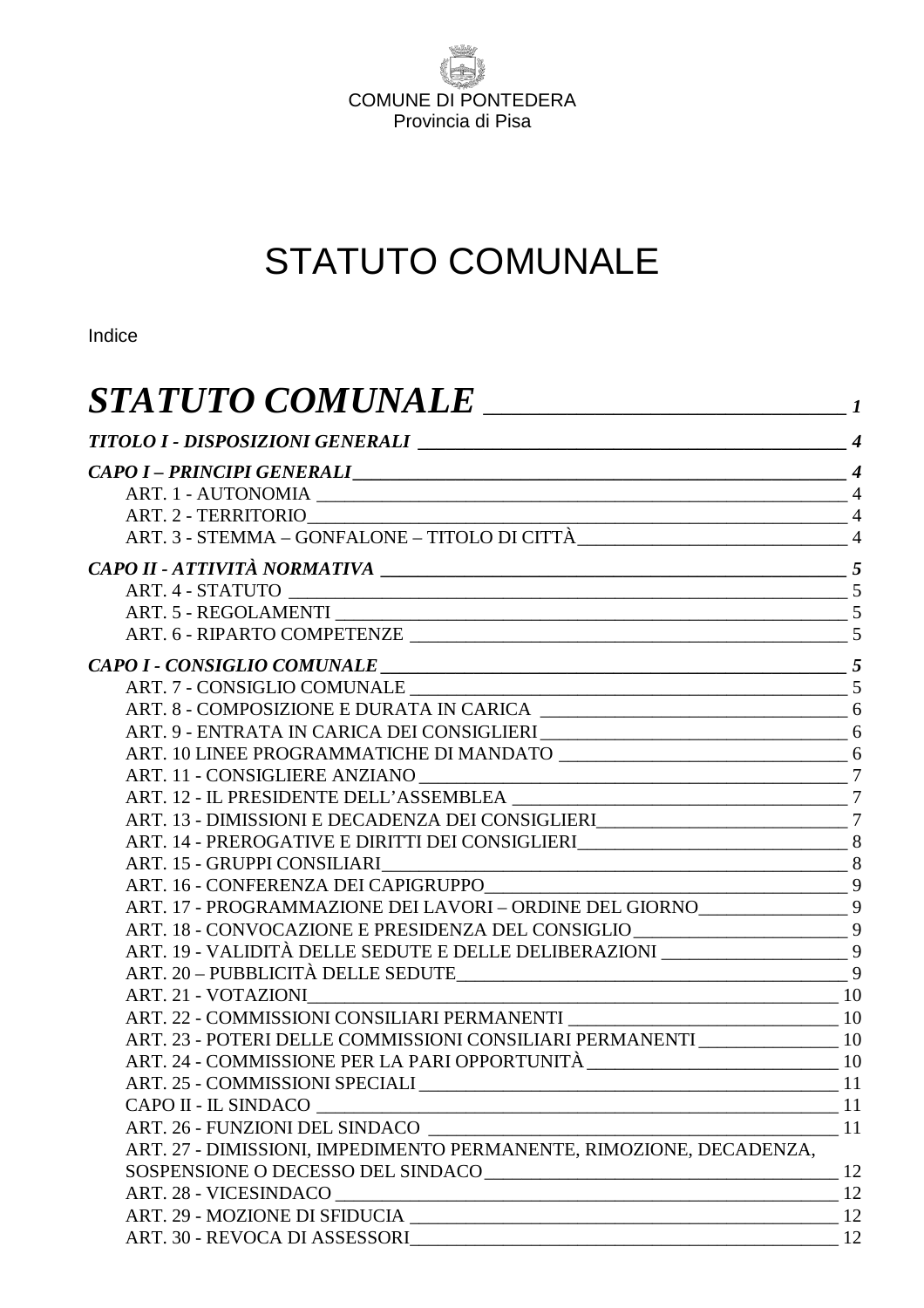COMUNE DI PONTEDERA
Provincia di Pisa

# STATUTO COMUNALE

Indice

***STATUTO COMUNALE*** _______________________ *1*

***TITOLO I - DISPOSIZIONI GENERALI*** _______________________ *4*

***CAPO I – PRINCIPI GENERALI*** _______________________ *4*

ART. 1 - AUTONOMIA _______________________ 4
ART. 2 - TERRITORIO _______________________ 4
ART. 3 - STEMMA – GONFALONE – TITOLO DI CITTÀ _______________________ 4

***CAPO II - ATTIVITÀ NORMATIVA*** _______________________ *5*

ART. 4 - STATUTO _______________________ 5
ART. 5 - REGOLAMENTI _______________________ 5
ART. 6 - RIPARTO COMPETENZE _______________________ 5

***CAPO I - CONSIGLIO COMUNALE*** _______________________ *5*

ART. 7 - CONSIGLIO COMUNALE _______________________ 5
ART. 8 - COMPOSIZIONE E DURATA IN CARICA _______________________ 6
ART. 9 - ENTRATA IN CARICA DEI CONSIGLIERI _______________________ 6
ART. 10 LINEE PROGRAMMATICHE DI MANDATO _______________________ 6
ART. 11 - CONSIGLIERE ANZIANO _______________________ 7
ART. 12 - IL PRESIDENTE DELL'ASSEMBLEA _______________________ 7
ART. 13 - DIMISSIONI E DECADENZA DEI CONSIGLIERI _______________________ 7
ART. 14 - PREROGATIVE E DIRITTI DEI CONSIGLIERI _______________________ 8
ART. 15 - GRUPPI CONSILIARI _______________________ 8
ART. 16 - CONFERENZA DEI CAPIGRUPPO _______________________ 9
ART. 17 - PROGRAMMAZIONE DEI LAVORI – ORDINE DEL GIORNO _______________________ 9
ART. 18 - CONVOCAZIONE E PRESIDENZA DEL CONSIGLIO _______________________ 9
ART. 19 - VALIDITÀ DELLE SEDUTE E DELLE DELIBERAZIONI _______________________ 9
ART. 20 – PUBBLICITÀ DELLE SEDUTE _______________________ 9
ART. 21 - VOTAZIONI _______________________ 10
ART. 22 - COMMISSIONI CONSILIARI PERMANENTI _______________________ 10
ART. 23 - POTERI DELLE COMMISSIONI CONSILIARI PERMANENTI _______________________ 10
ART. 24 - COMMISSIONE PER LA PARI OPPORTUNITÀ _______________________ 10
ART. 25 - COMMISSIONI SPECIALI _______________________ 11
CAPO II - IL SINDACO _______________________ 11
ART. 26 - FUNZIONI DEL SINDACO _______________________ 11
ART. 27 - DIMISSIONI, IMPEDIMENTO PERMANENTE, RIMOZIONE, DECADENZA, SOSPENSIONE O DECESSO DEL SINDACO _______________________ 12
ART. 28 - VICESINDACO _______________________ 12
ART. 29 - MOZIONE DI SFIDUCIA _______________________ 12
ART. 30 - REVOCA DI ASSESSORI _______________________ 12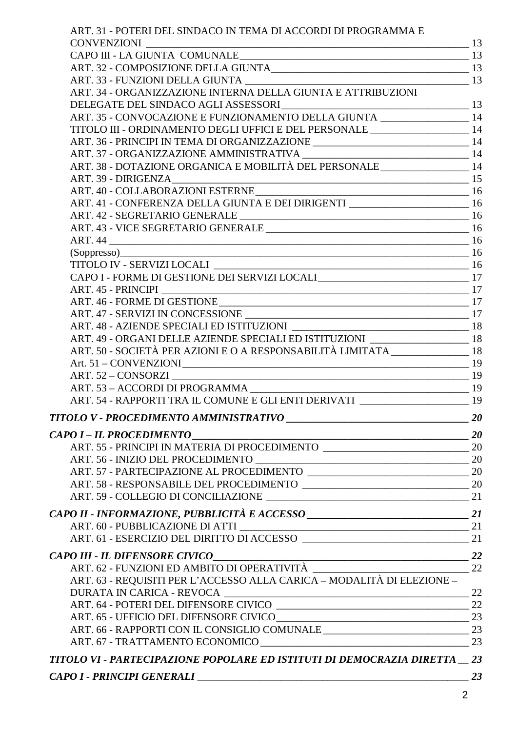ART. 31 - POTERI DEL SINDACO IN TEMA DI ACCORDI DI PROGRAMMA E CONVENZIONI ____ 13
CAPO III - LA GIUNTA COMUNALE ____ 13
ART. 32 - COMPOSIZIONE DELLA GIUNTA ____ 13
ART. 33 - FUNZIONI DELLA GIUNTA ____ 13
ART. 34 - ORGANIZZAZIONE INTERNA DELLA GIUNTA E ATTRIBUZIONI DELEGATE DEL SINDACO AGLI ASSESSORI ____ 13
ART. 35 - CONVOCAZIONE E FUNZIONAMENTO DELLA GIUNTA ____ 14
TITOLO III - ORDINAMENTO DEGLI UFFICI E DEL PERSONALE ____ 14
ART. 36 - PRINCIPI IN TEMA DI ORGANIZZAZIONE ____ 14
ART. 37 - ORGANIZZAZIONE AMMINISTRATIVA ____ 14
ART. 38 - DOTAZIONE ORGANICA E MOBILITÀ DEL PERSONALE ____ 14
ART. 39 - DIRIGENZA ____ 15
ART. 40 - COLLABORAZIONI ESTERNE ____ 16
ART. 41 - CONFERENZA DELLA GIUNTA E DEI DIRIGENTI ____ 16
ART. 42 - SEGRETARIO GENERALE ____ 16
ART. 43 - VICE SEGRETARIO GENERALE ____ 16
ART. 44 ____ 16
(Soppresso) ____ 16
TITOLO IV - SERVIZI LOCALI ____ 16
CAPO I - FORME DI GESTIONE DEI SERVIZI LOCALI ____ 17
ART. 45 - PRINCIPI ____ 17
ART. 46 - FORME DI GESTIONE ____ 17
ART. 47 - SERVIZI IN CONCESSIONE ____ 17
ART. 48 - AZIENDE SPECIALI ED ISTITUZIONI ____ 18
ART. 49 - ORGANI DELLE AZIENDE SPECIALI ED ISTITUZIONI ____ 18
ART. 50 - SOCIETÀ PER AZIONI E O A RESPONSABILITÀ LIMITATA ____ 18
Art. 51 – CONVENZIONI ____ 19
ART. 52 – CONSORZI ____ 19
ART. 53 – ACCORDI DI PROGRAMMA ____ 19
ART. 54 - RAPPORTI TRA IL COMUNE E GLI ENTI DERIVATI ____ 19

***TITOLO V - PROCEDIMENTO AMMINISTRATIVO ____ 20***

***CAPO I – IL PROCEDIMENTO ____ 20***

ART. 55 - PRINCIPI IN MATERIA DI PROCEDIMENTO ____ 20
ART. 56 - INIZIO DEL PROCEDIMENTO ____ 20
ART. 57 - PARTECIPAZIONE AL PROCEDIMENTO ____ 20
ART. 58 - RESPONSABILE DEL PROCEDIMENTO ____ 20
ART. 59 - COLLEGIO DI CONCILIAZIONE ____ 21

***CAPO II - INFORMAZIONE, PUBBLICITÀ E ACCESSO ____ 21***

ART. 60 - PUBBLICAZIONE DI ATTI ____ 21
ART. 61 - ESERCIZIO DEL DIRITTO DI ACCESSO ____ 21

***CAPO III - IL DIFENSORE CIVICO ____ 22***

ART. 62 - FUNZIONI ED AMBITO DI OPERATIVITÀ ____ 22
ART. 63 - REQUISITI PER L'ACCESSO ALLA CARICA – MODALITÀ DI ELEZIONE – DURATA IN CARICA - REVOCA ____ 22
ART. 64 - POTERI DEL DIFENSORE CIVICO ____ 22
ART. 65 - UFFICIO DEL DIFENSORE CIVICO ____ 23
ART. 66 - RAPPORTI CON IL CONSIGLIO COMUNALE ____ 23
ART. 67 - TRATTAMENTO ECONOMICO ____ 23

***TITOLO VI - PARTECIPAZIONE POPOLARE ED ISTITUTI DI DEMOCRAZIA DIRETTA ____ 23***

***CAPO I - PRINCIPI GENERALI ____ 23***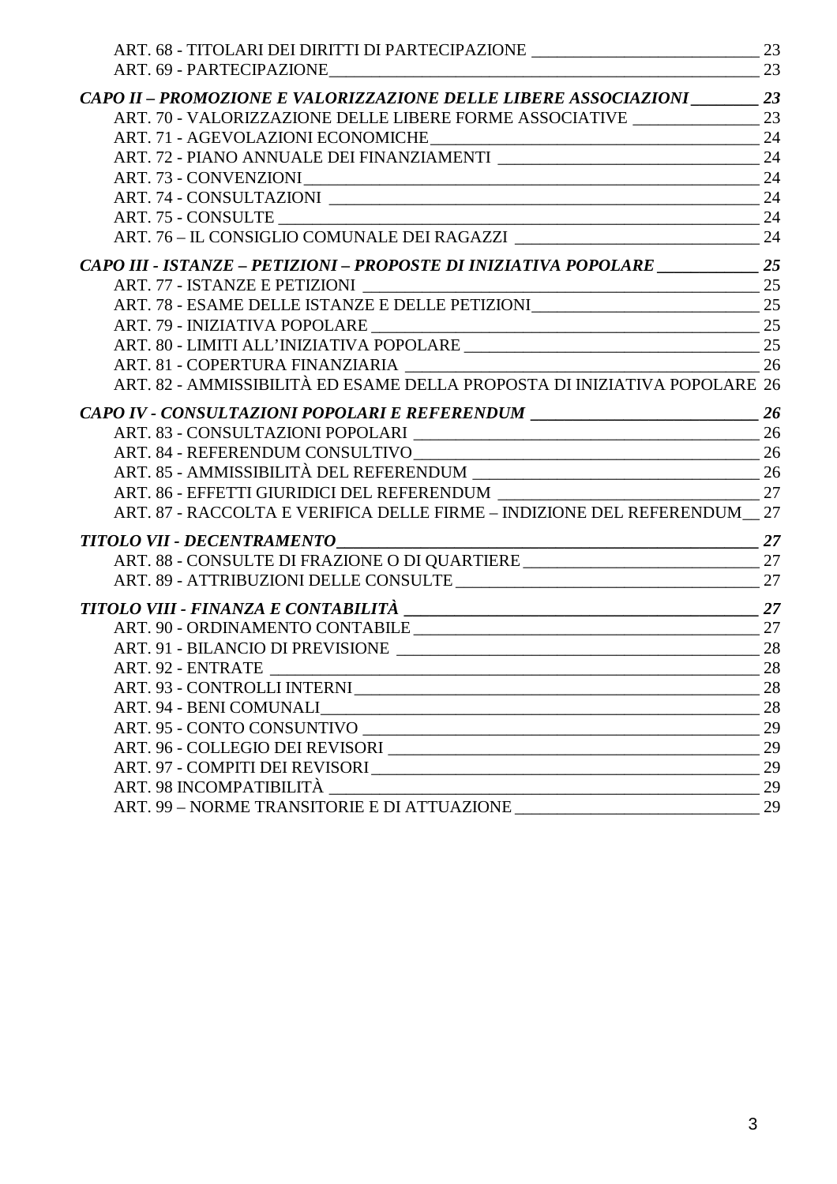ART. 68 - TITOLARI DEI DIRITTI DI PARTECIPAZIONE ____________________________ 23
ART. 69 - PARTECIPAZIONE______________________________________________________ 23

*CAPO II – PROMOZIONE E VALORIZZAZIONE DELLE LIBERE ASSOCIAZIONI ________ 23*
ART. 70 - VALORIZZAZIONE DELLE LIBERE FORME ASSOCIATIVE _______________ 23
ART. 71 - AGEVOLAZIONI ECONOMICHE_________________________________________ 24
ART. 72 - PIANO ANNUALE DEI FINANZIAMENTI _________________________________ 24
ART. 73 - CONVENZIONI_________________________________________________________ 24
ART. 74 - CONSULTAZIONI ______________________________________________________ 24
ART. 75 - CONSULTE ___________________________________________________________ 24
ART. 76 – IL CONSIGLIO COMUNALE DEI RAGAZZI ______________________________ 24

*CAPO III - ISTANZE – PETIZIONI – PROPOSTE DI INIZIATIVA POPOLARE ____________ 25*
ART. 77 - ISTANZE E PETIZIONI _________________________________________________ 25
ART. 78 - ESAME DELLE ISTANZE E DELLE PETIZIONI____________________________ 25
ART. 79 - INIZIATIVA POPOLARE ________________________________________________ 25
ART. 80 - LIMITI ALL'INIZIATIVA POPOLARE _____________________________________ 25
ART. 81 - COPERTURA FINANZIARIA ____________________________________________ 26
ART. 82 - AMMISSIBILITÀ ED ESAME DELLA PROPOSTA DI INIZIATIVA POPOLARE 26

*CAPO IV - CONSULTAZIONI POPOLARI E REFERENDUM ____________________________ 26*
ART. 83 - CONSULTAZIONI POPOLARI ___________________________________________ 26
ART. 84 - REFERENDUM CONSULTIVO___________________________________________ 26
ART. 85 - AMMISSIBILITÀ DEL REFERENDUM ____________________________________ 26
ART. 86 - EFFETTI GIURIDICI DEL REFERENDUM _________________________________ 27
ART. 87 - RACCOLTA E VERIFICA DELLE FIRME – INDIZIONE DEL REFERENDUM__ 27

*TITOLO VII - DECENTRAMENTO____________________________________________________ 27*
ART. 88 - CONSULTE DI FRAZIONE O DI QUARTIERE_____________________________ 27
ART. 89 - ATTRIBUZIONI DELLE CONSULTE______________________________________ 27

*TITOLO VIII - FINANZA E CONTABILITÀ ____________________________________________ 27*
ART. 90 - ORDINAMENTO CONTABILE ____________________________________________ 27
ART. 91 - BILANCIO DI PREVISIONE _____________________________________________ 28
ART. 92 - ENTRATE ______________________________________________________________ 28
ART. 93 - CONTROLLI INTERNI __________________________________________________ 28
ART. 94 - BENI COMUNALI_______________________________________________________ 28
ART. 95 - CONTO CONSUNTIVO __________________________________________________ 29
ART. 96 - COLLEGIO DEI REVISORI ______________________________________________ 29
ART. 97 - COMPITI DEI REVISORI ________________________________________________ 29
ART. 98 INCOMPATIBILITÀ ______________________________________________________ 29
ART. 99 – NORME TRANSITORIE E DI ATTUAZIONE _______________________________ 29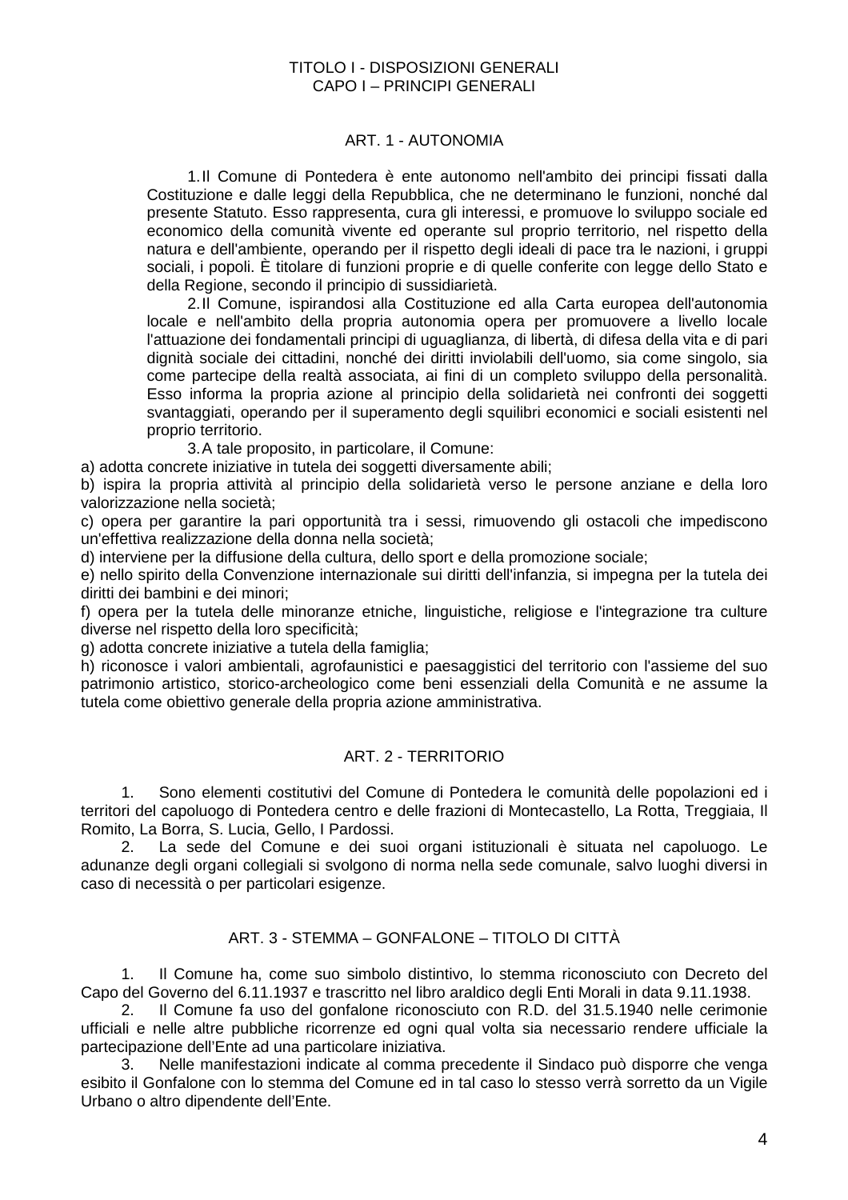# TITOLO I - DISPOSIZIONI GENERALI
## CAPO I – PRINCIPI GENERALI

### ART. 1 - AUTONOMIA

1. Il Comune di Pontedera è ente autonomo nell'ambito dei principi fissati dalla Costituzione e dalle leggi della Repubblica, che ne determinano le funzioni, nonché dal presente Statuto. Esso rappresenta, cura gli interessi, e promuove lo sviluppo sociale ed economico della comunità vivente ed operante sul proprio territorio, nel rispetto della natura e dell'ambiente, operando per il rispetto degli ideali di pace tra le nazioni, i gruppi sociali, i popoli. È titolare di funzioni proprie e di quelle conferite con legge dello Stato e della Regione, secondo il principio di sussidiarietà.
2. Il Comune, ispirandosi alla Costituzione ed alla Carta europea dell'autonomia locale e nell'ambito della propria autonomia opera per promuovere a livello locale l'attuazione dei fondamentali principi di uguaglianza, di libertà, di difesa della vita e di pari dignità sociale dei cittadini, nonché dei diritti inviolabili dell'uomo, sia come singolo, sia come partecipe della realtà associata, ai fini di un completo sviluppo della personalità. Esso informa la propria azione al principio della solidarietà nei confronti dei soggetti svantaggiati, operando per il superamento degli squilibri economici e sociali esistenti nel proprio territorio.
3. A tale proposito, in particolare, il Comune:

a) adotta concrete iniziative in tutela dei soggetti diversamente abili;
b) ispira la propria attività al principio della solidarietà verso le persone anziane e della loro valorizzazione nella società;
c) opera per garantire la pari opportunità tra i sessi, rimuovendo gli ostacoli che impediscono un'effettiva realizzazione della donna nella società;
d) interviene per la diffusione della cultura, dello sport e della promozione sociale;
e) nello spirito della Convenzione internazionale sui diritti dell'infanzia, si impegna per la tutela dei diritti dei bambini e dei minori;
f) opera per la tutela delle minoranze etniche, linguistiche, religiose e l'integrazione tra culture diverse nel rispetto della loro specificità;
g) adotta concrete iniziative a tutela della famiglia;
h) riconosce i valori ambientali, agrofaunistici e paesaggistici del territorio con l'assieme del suo patrimonio artistico, storico-archeologico come beni essenziali della Comunità e ne assume la tutela come obiettivo generale della propria azione amministrativa.

### ART. 2 - TERRITORIO

1. Sono elementi costitutivi del Comune di Pontedera le comunità delle popolazioni ed i territori del capoluogo di Pontedera centro e delle frazioni di Montecastello, La Rotta, Treggiaia, Il Romito, La Borra, S. Lucia, Gello, I Pardossi.
2. La sede del Comune e dei suoi organi istituzionali è situata nel capoluogo. Le adunanze degli organi collegiali si svolgono di norma nella sede comunale, salvo luoghi diversi in caso di necessità o per particolari esigenze.

### ART. 3 - STEMMA – GONFALONE – TITOLO DI CITTÀ

1. Il Comune ha, come suo simbolo distintivo, lo stemma riconosciuto con Decreto del Capo del Governo del 6.11.1937 e trascritto nel libro araldico degli Enti Morali in data 9.11.1938.
2. Il Comune fa uso del gonfalone riconosciuto con R.D. del 31.5.1940 nelle cerimonie ufficiali e nelle altre pubbliche ricorrenze ed ogni qual volta sia necessario rendere ufficiale la partecipazione dell'Ente ad una particolare iniziativa.
3. Nelle manifestazioni indicate al comma precedente il Sindaco può disporre che venga esibito il Gonfalone con lo stemma del Comune ed in tal caso lo stesso verrà sorretto da un Vigile Urbano o altro dipendente dell'Ente.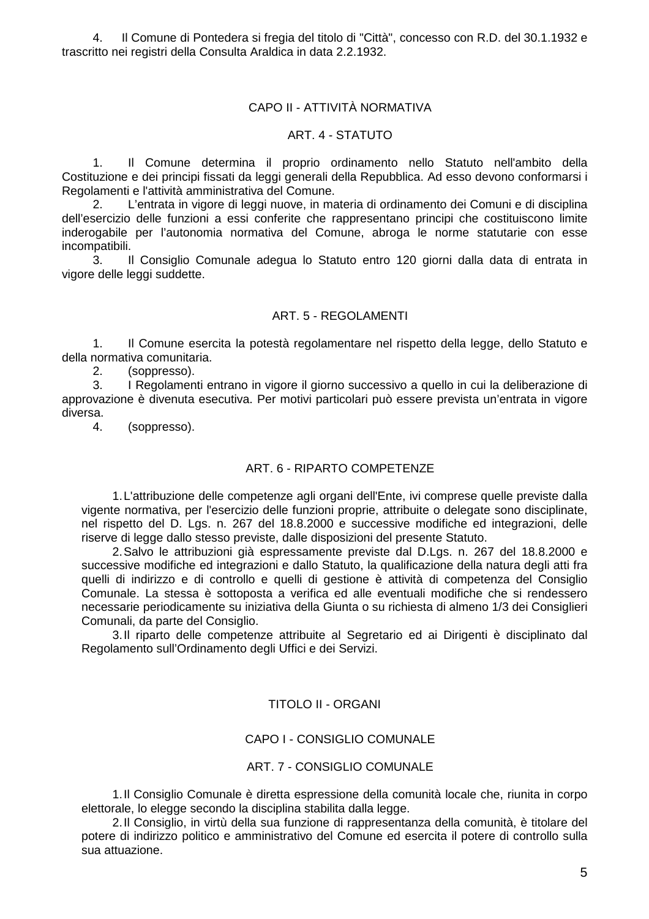4. Il Comune di Pontedera si fregia del titolo di "Città", concesso con R.D. del 30.1.1932 e trascritto nei registri della Consulta Araldica in data 2.2.1932.

## CAPO II - ATTIVITÀ NORMATIVA

### ART. 4 - STATUTO

1. Il Comune determina il proprio ordinamento nello Statuto nell'ambito della Costituzione e dei principi fissati da leggi generali della Repubblica. Ad esso devono conformarsi i Regolamenti e l'attività amministrativa del Comune.
2. L'entrata in vigore di leggi nuove, in materia di ordinamento dei Comuni e di disciplina dell'esercizio delle funzioni a essi conferite che rappresentano principi che costituiscono limite inderogabile per l'autonomia normativa del Comune, abroga le norme statutarie con esse incompatibili.
3. Il Consiglio Comunale adegua lo Statuto entro 120 giorni dalla data di entrata in vigore delle leggi suddette.

### ART. 5 - REGOLAMENTI

1. Il Comune esercita la potestà regolamentare nel rispetto della legge, dello Statuto e della normativa comunitaria.
2. (soppresso).
3. I Regolamenti entrano in vigore il giorno successivo a quello in cui la deliberazione di approvazione è divenuta esecutiva. Per motivi particolari può essere prevista un'entrata in vigore diversa.
4. (soppresso).

### ART. 6 - RIPARTO COMPETENZE

1. L'attribuzione delle competenze agli organi dell'Ente, ivi comprese quelle previste dalla vigente normativa, per l'esercizio delle funzioni proprie, attribuite o delegate sono disciplinate, nel rispetto del D. Lgs. n. 267 del 18.8.2000 e successive modifiche ed integrazioni, delle riserve di legge dallo stesso previste, dalle disposizioni del presente Statuto.
2. Salvo le attribuzioni già espressamente previste dal D.Lgs. n. 267 del 18.8.2000 e successive modifiche ed integrazioni e dallo Statuto, la qualificazione della natura degli atti fra quelli di indirizzo e di controllo e quelli di gestione è attività di competenza del Consiglio Comunale. La stessa è sottoposta a verifica ed alle eventuali modifiche che si rendessero necessarie periodicamente su iniziativa della Giunta o su richiesta di almeno 1/3 dei Consiglieri Comunali, da parte del Consiglio.
3. Il riparto delle competenze attribuite al Segretario ed ai Dirigenti è disciplinato dal Regolamento sull'Ordinamento degli Uffici e dei Servizi.

# TITOLO II - ORGANI

## CAPO I - CONSIGLIO COMUNALE

### ART. 7 - CONSIGLIO COMUNALE

1. Il Consiglio Comunale è diretta espressione della comunità locale che, riunita in corpo elettorale, lo elegge secondo la disciplina stabilita dalla legge.
2. Il Consiglio, in virtù della sua funzione di rappresentanza della comunità, è titolare del potere di indirizzo politico e amministrativo del Comune ed esercita il potere di controllo sulla sua attuazione.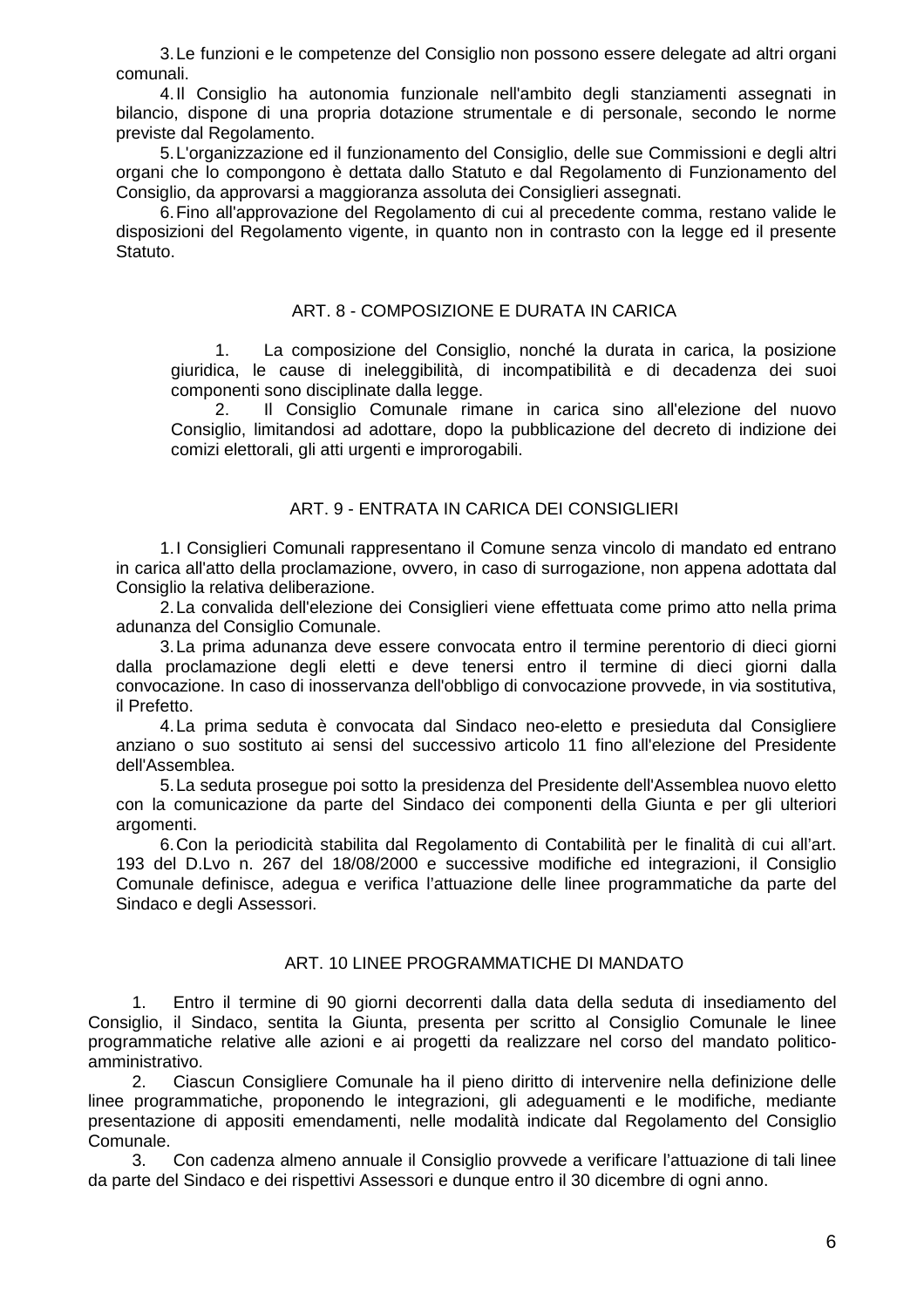3. Le funzioni e le competenze del Consiglio non possono essere delegate ad altri organi comunali.

4. Il Consiglio ha autonomia funzionale nell'ambito degli stanziamenti assegnati in bilancio, dispone di una propria dotazione strumentale e di personale, secondo le norme previste dal Regolamento.

5. L'organizzazione ed il funzionamento del Consiglio, delle sue Commissioni e degli altri organi che lo compongono è dettata dallo Statuto e dal Regolamento di Funzionamento del Consiglio, da approvarsi a maggioranza assoluta dei Consiglieri assegnati.

6. Fino all'approvazione del Regolamento di cui al precedente comma, restano valide le disposizioni del Regolamento vigente, in quanto non in contrasto con la legge ed il presente Statuto.

## ART. 8 - COMPOSIZIONE E DURATA IN CARICA

1. La composizione del Consiglio, nonché la durata in carica, la posizione giuridica, le cause di ineleggibilità, di incompatibilità e di decadenza dei suoi componenti sono disciplinate dalla legge.

2. Il Consiglio Comunale rimane in carica sino all'elezione del nuovo Consiglio, limitandosi ad adottare, dopo la pubblicazione del decreto di indizione dei comizi elettorali, gli atti urgenti e improrogabili.

## ART. 9 - ENTRATA IN CARICA DEI CONSIGLIERI

1. I Consiglieri Comunali rappresentano il Comune senza vincolo di mandato ed entrano in carica all'atto della proclamazione, ovvero, in caso di surrogazione, non appena adottata dal Consiglio la relativa deliberazione.

2. La convalida dell'elezione dei Consiglieri viene effettuata come primo atto nella prima adunanza del Consiglio Comunale.

3. La prima adunanza deve essere convocata entro il termine perentorio di dieci giorni dalla proclamazione degli eletti e deve tenersi entro il termine di dieci giorni dalla convocazione. In caso di inosservanza dell'obbligo di convocazione provvede, in via sostitutiva, il Prefetto.

4. La prima seduta è convocata dal Sindaco neo-eletto e presieduta dal Consigliere anziano o suo sostituto ai sensi del successivo articolo 11 fino all'elezione del Presidente dell'Assemblea.

5. La seduta prosegue poi sotto la presidenza del Presidente dell'Assemblea nuovo eletto con la comunicazione da parte del Sindaco dei componenti della Giunta e per gli ulteriori argomenti.

6. Con la periodicità stabilita dal Regolamento di Contabilità per le finalità di cui all'art. 193 del D.Lvo n. 267 del 18/08/2000 e successive modifiche ed integrazioni, il Consiglio Comunale definisce, adegua e verifica l'attuazione delle linee programmatiche da parte del Sindaco e degli Assessori.

## ART. 10 LINEE PROGRAMMATICHE DI MANDATO

1. Entro il termine di 90 giorni decorrenti dalla data della seduta di insediamento del Consiglio, il Sindaco, sentita la Giunta, presenta per scritto al Consiglio Comunale le linee programmatiche relative alle azioni e ai progetti da realizzare nel corso del mandato politico-amministrativo.

2. Ciascun Consigliere Comunale ha il pieno diritto di intervenire nella definizione delle linee programmatiche, proponendo le integrazioni, gli adeguamenti e le modifiche, mediante presentazione di appositi emendamenti, nelle modalità indicate dal Regolamento del Consiglio Comunale.

3. Con cadenza almeno annuale il Consiglio provvede a verificare l'attuazione di tali linee da parte del Sindaco e dei rispettivi Assessori e dunque entro il 30 dicembre di ogni anno.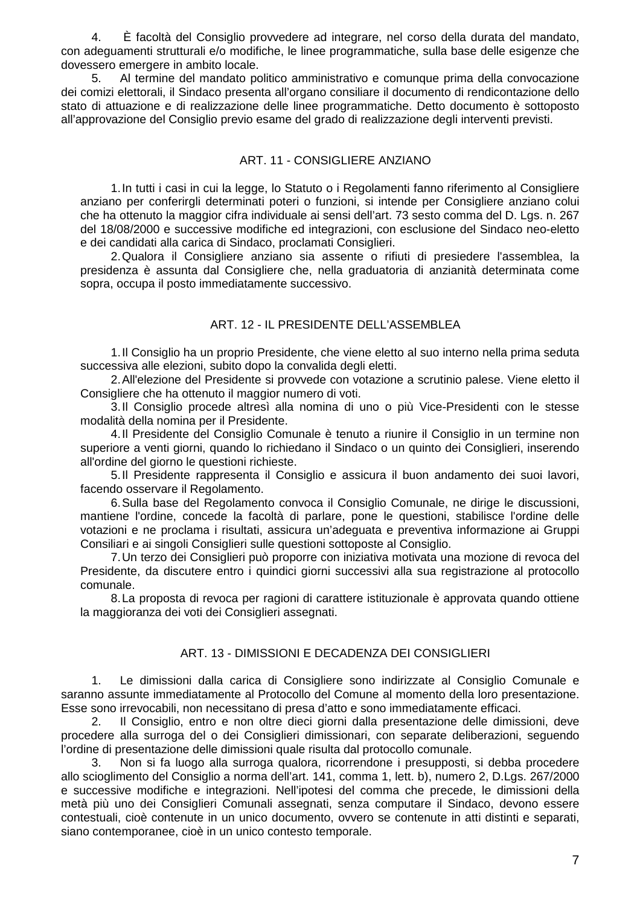4. È facoltà del Consiglio provvedere ad integrare, nel corso della durata del mandato, con adeguamenti strutturali e/o modifiche, le linee programmatiche, sulla base delle esigenze che dovessero emergere in ambito locale.

5. Al termine del mandato politico amministrativo e comunque prima della convocazione dei comizi elettorali, il Sindaco presenta all'organo consiliare il documento di rendicontazione dello stato di attuazione e di realizzazione delle linee programmatiche. Detto documento è sottoposto all'approvazione del Consiglio previo esame del grado di realizzazione degli interventi previsti.

## ART. 11 - CONSIGLIERE ANZIANO

1. In tutti i casi in cui la legge, lo Statuto o i Regolamenti fanno riferimento al Consigliere anziano per conferirgli determinati poteri o funzioni, si intende per Consigliere anziano colui che ha ottenuto la maggior cifra individuale ai sensi dell'art. 73 sesto comma del D. Lgs. n. 267 del 18/08/2000 e successive modifiche ed integrazioni, con esclusione del Sindaco neo-eletto e dei candidati alla carica di Sindaco, proclamati Consiglieri.
2. Qualora il Consigliere anziano sia assente o rifiuti di presiedere l'assemblea, la presidenza è assunta dal Consigliere che, nella graduatoria di anzianità determinata come sopra, occupa il posto immediatamente successivo.

## ART. 12 - IL PRESIDENTE DELL'ASSEMBLEA

1. Il Consiglio ha un proprio Presidente, che viene eletto al suo interno nella prima seduta successiva alle elezioni, subito dopo la convalida degli eletti.
2. All'elezione del Presidente si provvede con votazione a scrutinio palese. Viene eletto il Consigliere che ha ottenuto il maggior numero di voti.
3. Il Consiglio procede altresì alla nomina di uno o più Vice-Presidenti con le stesse modalità della nomina per il Presidente.
4. Il Presidente del Consiglio Comunale è tenuto a riunire il Consiglio in un termine non superiore a venti giorni, quando lo richiedano il Sindaco o un quinto dei Consiglieri, inserendo all'ordine del giorno le questioni richieste.
5. Il Presidente rappresenta il Consiglio e assicura il buon andamento dei suoi lavori, facendo osservare il Regolamento.
6. Sulla base del Regolamento convoca il Consiglio Comunale, ne dirige le discussioni, mantiene l'ordine, concede la facoltà di parlare, pone le questioni, stabilisce l'ordine delle votazioni e ne proclama i risultati, assicura un'adeguata e preventiva informazione ai Gruppi Consiliari e ai singoli Consiglieri sulle questioni sottoposte al Consiglio.
7. Un terzo dei Consiglieri può proporre con iniziativa motivata una mozione di revoca del Presidente, da discutere entro i quindici giorni successivi alla sua registrazione al protocollo comunale.
8. La proposta di revoca per ragioni di carattere istituzionale è approvata quando ottiene la maggioranza dei voti dei Consiglieri assegnati.

## ART. 13 - DIMISSIONI E DECADENZA DEI CONSIGLIERI

1. Le dimissioni dalla carica di Consigliere sono indirizzate al Consiglio Comunale e saranno assunte immediatamente al Protocollo del Comune al momento della loro presentazione. Esse sono irrevocabili, non necessitano di presa d'atto e sono immediatamente efficaci.
2. Il Consiglio, entro e non oltre dieci giorni dalla presentazione delle dimissioni, deve procedere alla surroga del o dei Consiglieri dimissionari, con separate deliberazioni, seguendo l'ordine di presentazione delle dimissioni quale risulta dal protocollo comunale.
3. Non si fa luogo alla surroga qualora, ricorrendone i presupposti, si debba procedere allo scioglimento del Consiglio a norma dell'art. 141, comma 1, lett. b), numero 2, D.Lgs. 267/2000 e successive modifiche e integrazioni. Nell'ipotesi del comma che precede, le dimissioni della metà più uno dei Consiglieri Comunali assegnati, senza computare il Sindaco, devono essere contestuali, cioè contenute in un unico documento, ovvero se contenute in atti distinti e separati, siano contemporanee, cioè in un unico contesto temporale.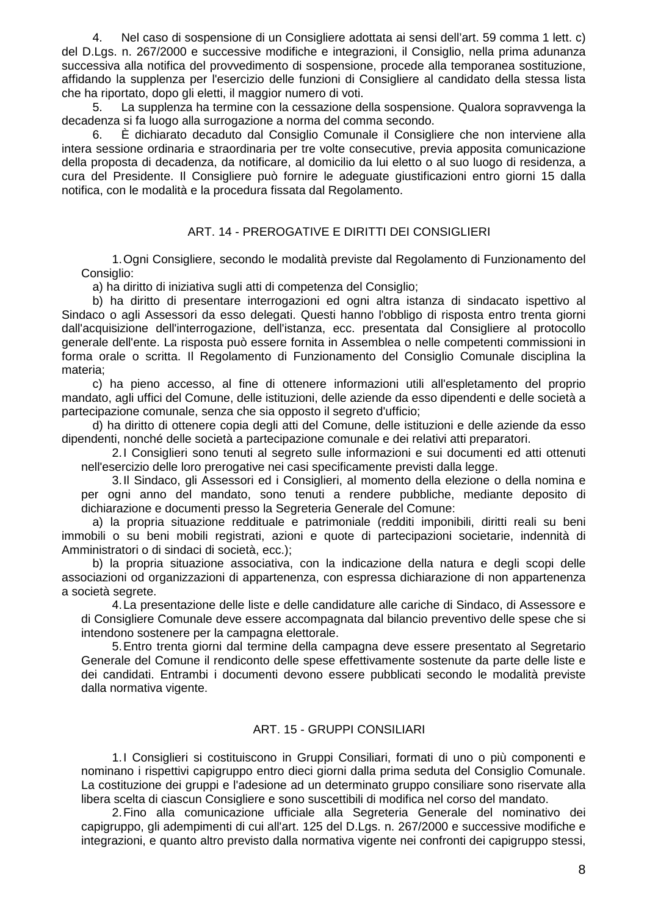4. Nel caso di sospensione di un Consigliere adottata ai sensi dell'art. 59 comma 1 lett. c) del D.Lgs. n. 267/2000 e successive modifiche e integrazioni, il Consiglio, nella prima adunanza successiva alla notifica del provvedimento di sospensione, procede alla temporanea sostituzione, affidando la supplenza per l'esercizio delle funzioni di Consigliere al candidato della stessa lista che ha riportato, dopo gli eletti, il maggior numero di voti.

5. La supplenza ha termine con la cessazione della sospensione. Qualora sopravvenga la decadenza si fa luogo alla surrogazione a norma del comma secondo.

6. È dichiarato decaduto dal Consiglio Comunale il Consigliere che non interviene alla intera sessione ordinaria e straordinaria per tre volte consecutive, previa apposita comunicazione della proposta di decadenza, da notificare, al domicilio da lui eletto o al suo luogo di residenza, a cura del Presidente. Il Consigliere può fornire le adeguate giustificazioni entro giorni 15 dalla notifica, con le modalità e la procedura fissata dal Regolamento.

## ART. 14 - PREROGATIVE E DIRITTI DEI CONSIGLIERI

1. Ogni Consigliere, secondo le modalità previste dal Regolamento di Funzionamento del Consiglio:

a) ha diritto di iniziativa sugli atti di competenza del Consiglio;

b) ha diritto di presentare interrogazioni ed ogni altra istanza di sindacato ispettivo al Sindaco o agli Assessori da esso delegati. Questi hanno l'obbligo di risposta entro trenta giorni dall'acquisizione dell'interrogazione, dell'istanza, ecc. presentata dal Consigliere al protocollo generale dell'ente. La risposta può essere fornita in Assemblea o nelle competenti commissioni in forma orale o scritta. Il Regolamento di Funzionamento del Consiglio Comunale disciplina la materia;

c) ha pieno accesso, al fine di ottenere informazioni utili all'espletamento del proprio mandato, agli uffici del Comune, delle istituzioni, delle aziende da esso dipendenti e delle società a partecipazione comunale, senza che sia opposto il segreto d'ufficio;

d) ha diritto di ottenere copia degli atti del Comune, delle istituzioni e delle aziende da esso dipendenti, nonché delle società a partecipazione comunale e dei relativi atti preparatori.

2. I Consiglieri sono tenuti al segreto sulle informazioni e sui documenti ed atti ottenuti nell'esercizio delle loro prerogative nei casi specificamente previsti dalla legge.

3. Il Sindaco, gli Assessori ed i Consiglieri, al momento della elezione o della nomina e per ogni anno del mandato, sono tenuti a rendere pubbliche, mediante deposito di dichiarazione e documenti presso la Segreteria Generale del Comune:

a) la propria situazione reddituale e patrimoniale (redditi imponibili, diritti reali su beni immobili o su beni mobili registrati, azioni e quote di partecipazioni societarie, indennità di Amministratori o di sindaci di società, ecc.);

b) la propria situazione associativa, con la indicazione della natura e degli scopi delle associazioni od organizzazioni di appartenenza, con espressa dichiarazione di non appartenenza a società segrete.

4. La presentazione delle liste e delle candidature alle cariche di Sindaco, di Assessore e di Consigliere Comunale deve essere accompagnata dal bilancio preventivo delle spese che si intendono sostenere per la campagna elettorale.

5. Entro trenta giorni dal termine della campagna deve essere presentato al Segretario Generale del Comune il rendiconto delle spese effettivamente sostenute da parte delle liste e dei candidati. Entrambi i documenti devono essere pubblicati secondo le modalità previste dalla normativa vigente.

## ART. 15 - GRUPPI CONSILIARI

1. I Consiglieri si costituiscono in Gruppi Consiliari, formati di uno o più componenti e nominano i rispettivi capigruppo entro dieci giorni dalla prima seduta del Consiglio Comunale. La costituzione dei gruppi e l'adesione ad un determinato gruppo consiliare sono riservate alla libera scelta di ciascun Consigliere e sono suscettibili di modifica nel corso del mandato.

2. Fino alla comunicazione ufficiale alla Segreteria Generale del nominativo dei capigruppo, gli adempimenti di cui all'art. 125 del D.Lgs. n. 267/2000 e successive modifiche e integrazioni, e quanto altro previsto dalla normativa vigente nei confronti dei capigruppo stessi,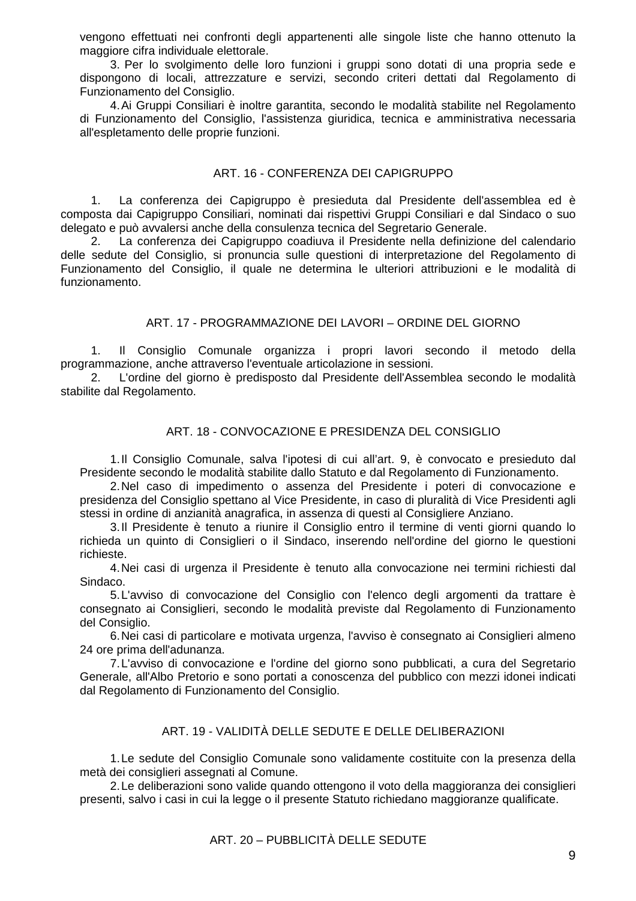vengono effettuati nei confronti degli appartenenti alle singole liste che hanno ottenuto la maggiore cifra individuale elettorale.

3. Per lo svolgimento delle loro funzioni i gruppi sono dotati di una propria sede e dispongono di locali, attrezzature e servizi, secondo criteri dettati dal Regolamento di Funzionamento del Consiglio.

4. Ai Gruppi Consiliari è inoltre garantita, secondo le modalità stabilite nel Regolamento di Funzionamento del Consiglio, l'assistenza giuridica, tecnica e amministrativa necessaria all'espletamento delle proprie funzioni.

## ART. 16 - CONFERENZA DEI CAPIGRUPPO

1. La conferenza dei Capigruppo è presieduta dal Presidente dell'assemblea ed è composta dai Capigruppo Consiliari, nominati dai rispettivi Gruppi Consiliari e dal Sindaco o suo delegato e può avvalersi anche della consulenza tecnica del Segretario Generale.

2. La conferenza dei Capigruppo coadiuva il Presidente nella definizione del calendario delle sedute del Consiglio, si pronuncia sulle questioni di interpretazione del Regolamento di Funzionamento del Consiglio, il quale ne determina le ulteriori attribuzioni e le modalità di funzionamento.

## ART. 17 - PROGRAMMAZIONE DEI LAVORI – ORDINE DEL GIORNO

1. Il Consiglio Comunale organizza i propri lavori secondo il metodo della programmazione, anche attraverso l'eventuale articolazione in sessioni.

2. L'ordine del giorno è predisposto dal Presidente dell'Assemblea secondo le modalità stabilite dal Regolamento.

## ART. 18 - CONVOCAZIONE E PRESIDENZA DEL CONSIGLIO

1. Il Consiglio Comunale, salva l'ipotesi di cui all'art. 9, è convocato e presieduto dal Presidente secondo le modalità stabilite dallo Statuto e dal Regolamento di Funzionamento.

2. Nel caso di impedimento o assenza del Presidente i poteri di convocazione e presidenza del Consiglio spettano al Vice Presidente, in caso di pluralità di Vice Presidenti agli stessi in ordine di anzianità anagrafica, in assenza di questi al Consigliere Anziano.

3. Il Presidente è tenuto a riunire il Consiglio entro il termine di venti giorni quando lo richieda un quinto di Consiglieri o il Sindaco, inserendo nell'ordine del giorno le questioni richieste.

4. Nei casi di urgenza il Presidente è tenuto alla convocazione nei termini richiesti dal Sindaco.

5. L'avviso di convocazione del Consiglio con l'elenco degli argomenti da trattare è consegnato ai Consiglieri, secondo le modalità previste dal Regolamento di Funzionamento del Consiglio.

6. Nei casi di particolare e motivata urgenza, l'avviso è consegnato ai Consiglieri almeno 24 ore prima dell'adunanza.

7. L'avviso di convocazione e l'ordine del giorno sono pubblicati, a cura del Segretario Generale, all'Albo Pretorio e sono portati a conoscenza del pubblico con mezzi idonei indicati dal Regolamento di Funzionamento del Consiglio.

## ART. 19 - VALIDITÀ DELLE SEDUTE E DELLE DELIBERAZIONI

1. Le sedute del Consiglio Comunale sono validamente costituite con la presenza della metà dei consiglieri assegnati al Comune.

2. Le deliberazioni sono valide quando ottengono il voto della maggioranza dei consiglieri presenti, salvo i casi in cui la legge o il presente Statuto richiedano maggioranze qualificate.

## ART. 20 – PUBBLICITÀ DELLE SEDUTE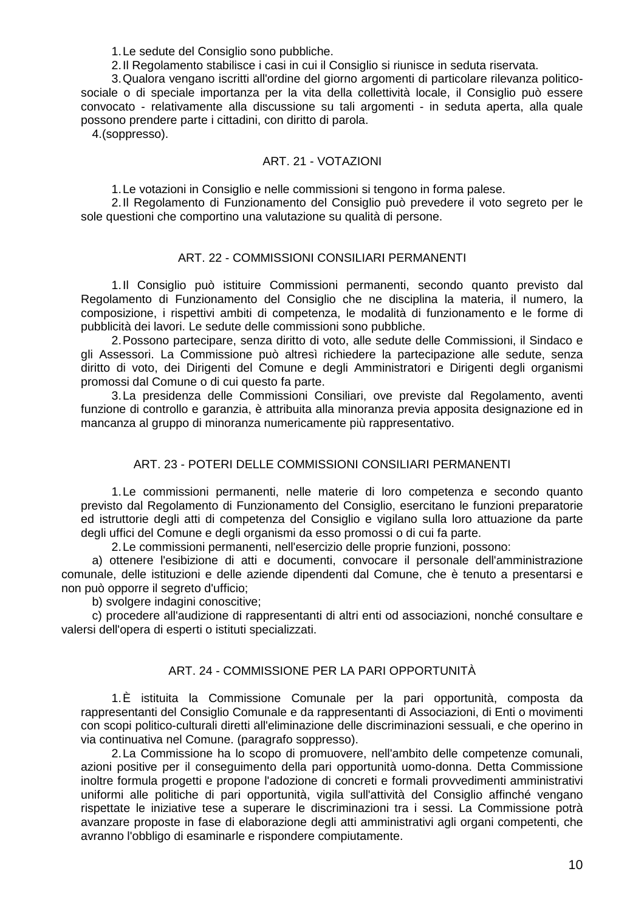1. Le sedute del Consiglio sono pubbliche.
2. Il Regolamento stabilisce i casi in cui il Consiglio si riunisce in seduta riservata.
3. Qualora vengano iscritti all'ordine del giorno argomenti di particolare rilevanza politico-sociale o di speciale importanza per la vita della collettività locale, il Consiglio può essere convocato - relativamente alla discussione su tali argomenti - in seduta aperta, alla quale possono prendere parte i cittadini, con diritto di parola.
4. (soppresso).

## ART. 21 - VOTAZIONI

1. Le votazioni in Consiglio e nelle commissioni si tengono in forma palese.
2. Il Regolamento di Funzionamento del Consiglio può prevedere il voto segreto per le sole questioni che comportino una valutazione su qualità di persone.

## ART. 22 - COMMISSIONI CONSILIARI PERMANENTI

1. Il Consiglio può istituire Commissioni permanenti, secondo quanto previsto dal Regolamento di Funzionamento del Consiglio che ne disciplina la materia, il numero, la composizione, i rispettivi ambiti di competenza, le modalità di funzionamento e le forme di pubblicità dei lavori. Le sedute delle commissioni sono pubbliche.
2. Possono partecipare, senza diritto di voto, alle sedute delle Commissioni, il Sindaco e gli Assessori. La Commissione può altresì richiedere la partecipazione alle sedute, senza diritto di voto, dei Dirigenti del Comune e degli Amministratori e Dirigenti degli organismi promossi dal Comune o di cui questo fa parte.
3. La presidenza delle Commissioni Consiliari, ove previste dal Regolamento, aventi funzione di controllo e garanzia, è attribuita alla minoranza previa apposita designazione ed in mancanza al gruppo di minoranza numericamente più rappresentativo.

## ART. 23 - POTERI DELLE COMMISSIONI CONSILIARI PERMANENTI

1. Le commissioni permanenti, nelle materie di loro competenza e secondo quanto previsto dal Regolamento di Funzionamento del Consiglio, esercitano le funzioni preparatorie ed istruttorie degli atti di competenza del Consiglio e vigilano sulla loro attuazione da parte degli uffici del Comune e degli organismi da esso promossi o di cui fa parte.
2. Le commissioni permanenti, nell'esercizio delle proprie funzioni, possono:

a) ottenere l'esibizione di atti e documenti, convocare il personale dell'amministrazione comunale, delle istituzioni e delle aziende dipendenti dal Comune, che è tenuto a presentarsi e non può opporre il segreto d'ufficio;

b) svolgere indagini conoscitive;

c) procedere all'audizione di rappresentanti di altri enti od associazioni, nonché consultare e valersi dell'opera di esperti o istituti specializzati.

## ART. 24 - COMMISSIONE PER LA PARI OPPORTUNITÀ

1. È istituita la Commissione Comunale per la pari opportunità, composta da rappresentanti del Consiglio Comunale e da rappresentanti di Associazioni, di Enti o movimenti con scopi politico-culturali diretti all'eliminazione delle discriminazioni sessuali, e che operino in via continuativa nel Comune. (paragrafo soppresso).
2. La Commissione ha lo scopo di promuovere, nell'ambito delle competenze comunali, azioni positive per il conseguimento della pari opportunità uomo-donna. Detta Commissione inoltre formula progetti e propone l'adozione di concreti e formali provvedimenti amministrativi uniformi alle politiche di pari opportunità, vigila sull'attività del Consiglio affinché vengano rispettate le iniziative tese a superare le discriminazioni tra i sessi. La Commissione potrà avanzare proposte in fase di elaborazione degli atti amministrativi agli organi competenti, che avranno l'obbligo di esaminarle e rispondere compiutamente.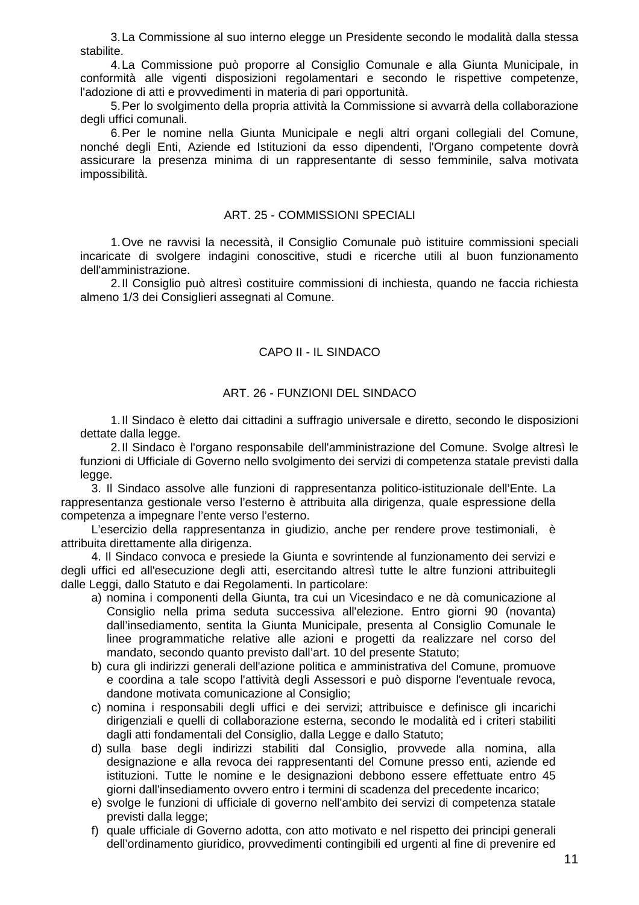3. La Commissione al suo interno elegge un Presidente secondo le modalità dalla stessa stabilite.

4. La Commissione può proporre al Consiglio Comunale e alla Giunta Municipale, in conformità alle vigenti disposizioni regolamentari e secondo le rispettive competenze, l'adozione di atti e provvedimenti in materia di pari opportunità.

5. Per lo svolgimento della propria attività la Commissione si avvarrà della collaborazione degli uffici comunali.

6. Per le nomine nella Giunta Municipale e negli altri organi collegiali del Comune, nonché degli Enti, Aziende ed Istituzioni da esso dipendenti, l'Organo competente dovrà assicurare la presenza minima di un rappresentante di sesso femminile, salva motivata impossibilità.

### ART. 25 - COMMISSIONI SPECIALI

1. Ove ne ravvisi la necessità, il Consiglio Comunale può istituire commissioni speciali incaricate di svolgere indagini conoscitive, studi e ricerche utili al buon funzionamento dell'amministrazione.

2. Il Consiglio può altresì costituire commissioni di inchiesta, quando ne faccia richiesta almeno 1/3 dei Consiglieri assegnati al Comune.

## CAPO II - IL SINDACO

### ART. 26 - FUNZIONI DEL SINDACO

1. Il Sindaco è eletto dai cittadini a suffragio universale e diretto, secondo le disposizioni dettate dalla legge.

2. Il Sindaco è l'organo responsabile dell'amministrazione del Comune. Svolge altresì le funzioni di Ufficiale di Governo nello svolgimento dei servizi di competenza statale previsti dalla legge.

3. Il Sindaco assolve alle funzioni di rappresentanza politico-istituzionale dell'Ente. La rappresentanza gestionale verso l'esterno è attribuita alla dirigenza, quale espressione della competenza a impegnare l'ente verso l'esterno.

L'esercizio della rappresentanza in giudizio, anche per rendere prove testimoniali, è attribuita direttamente alla dirigenza.

4. Il Sindaco convoca e presiede la Giunta e sovrintende al funzionamento dei servizi e degli uffici ed all'esecuzione degli atti, esercitando altresì tutte le altre funzioni attribuitegli dalle Leggi, dallo Statuto e dai Regolamenti. In particolare:

a) nomina i componenti della Giunta, tra cui un Vicesindaco e ne dà comunicazione al Consiglio nella prima seduta successiva all'elezione. Entro giorni 90 (novanta) dall'insediamento, sentita la Giunta Municipale, presenta al Consiglio Comunale le linee programmatiche relative alle azioni e progetti da realizzare nel corso del mandato, secondo quanto previsto dall'art. 10 del presente Statuto;

b) cura gli indirizzi generali dell'azione politica e amministrativa del Comune, promuove e coordina a tale scopo l'attività degli Assessori e può disporne l'eventuale revoca, dandone motivata comunicazione al Consiglio;

c) nomina i responsabili degli uffici e dei servizi; attribuisce e definisce gli incarichi dirigenziali e quelli di collaborazione esterna, secondo le modalità ed i criteri stabiliti dagli atti fondamentali del Consiglio, dalla Legge e dallo Statuto;

d) sulla base degli indirizzi stabiliti dal Consiglio, provvede alla nomina, alla designazione e alla revoca dei rappresentanti del Comune presso enti, aziende ed istituzioni. Tutte le nomine e le designazioni debbono essere effettuate entro 45 giorni dall'insediamento ovvero entro i termini di scadenza del precedente incarico;

e) svolge le funzioni di ufficiale di governo nell'ambito dei servizi di competenza statale previsti dalla legge;

f) quale ufficiale di Governo adotta, con atto motivato e nel rispetto dei principi generali dell'ordinamento giuridico, provvedimenti contingibili ed urgenti al fine di prevenire ed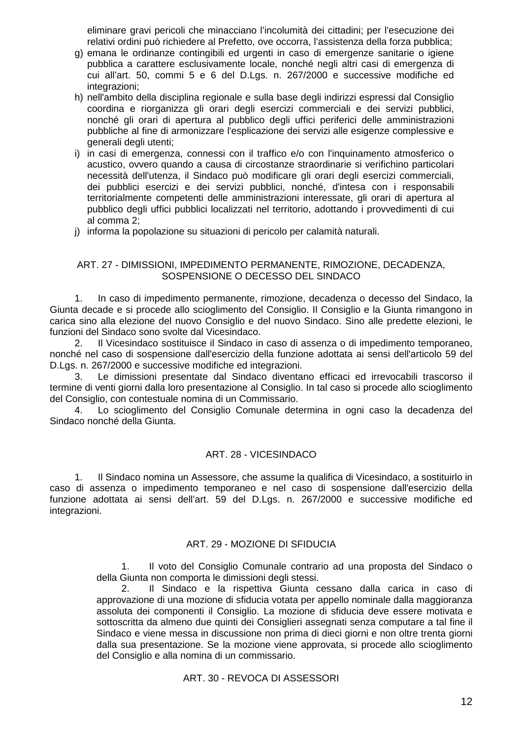eliminare gravi pericoli che minacciano l'incolumità dei cittadini; per l'esecuzione dei relativi ordini può richiedere al Prefetto, ove occorra, l'assistenza della forza pubblica;

g) emana le ordinanze contingibili ed urgenti in caso di emergenze sanitarie o igiene pubblica a carattere esclusivamente locale, nonché negli altri casi di emergenza di cui all'art. 50, commi 5 e 6 del D.Lgs. n. 267/2000 e successive modifiche ed integrazioni;

h) nell'ambito della disciplina regionale e sulla base degli indirizzi espressi dal Consiglio coordina e riorganizza gli orari degli esercizi commerciali e dei servizi pubblici, nonché gli orari di apertura al pubblico degli uffici periferici delle amministrazioni pubbliche al fine di armonizzare l'esplicazione dei servizi alle esigenze complessive e generali degli utenti;

i) in casi di emergenza, connessi con il traffico e/o con l'inquinamento atmosferico o acustico, ovvero quando a causa di circostanze straordinarie si verifichino particolari necessità dell'utenza, il Sindaco può modificare gli orari degli esercizi commerciali, dei pubblici esercizi e dei servizi pubblici, nonché, d'intesa con i responsabili territorialmente competenti delle amministrazioni interessate, gli orari di apertura al pubblico degli uffici pubblici localizzati nel territorio, adottando i provvedimenti di cui al comma 2;

j) informa la popolazione su situazioni di pericolo per calamità naturali.

## ART. 27 - DIMISSIONI, IMPEDIMENTO PERMANENTE, RIMOZIONE, DECADENZA, SOSPENSIONE O DECESSO DEL SINDACO

1. In caso di impedimento permanente, rimozione, decadenza o decesso del Sindaco, la Giunta decade e si procede allo scioglimento del Consiglio. Il Consiglio e la Giunta rimangono in carica sino alla elezione del nuovo Consiglio e del nuovo Sindaco. Sino alle predette elezioni, le funzioni del Sindaco sono svolte dal Vicesindaco.

2. Il Vicesindaco sostituisce il Sindaco in caso di assenza o di impedimento temporaneo, nonché nel caso di sospensione dall'esercizio della funzione adottata ai sensi dell'articolo 59 del D.Lgs. n. 267/2000 e successive modifiche ed integrazioni.

3. Le dimissioni presentate dal Sindaco diventano efficaci ed irrevocabili trascorso il termine di venti giorni dalla loro presentazione al Consiglio. In tal caso si procede allo scioglimento del Consiglio, con contestuale nomina di un Commissario.

4. Lo scioglimento del Consiglio Comunale determina in ogni caso la decadenza del Sindaco nonché della Giunta.

## ART. 28 - VICESINDACO

1. Il Sindaco nomina un Assessore, che assume la qualifica di Vicesindaco, a sostituirlo in caso di assenza o impedimento temporaneo e nel caso di sospensione dall'esercizio della funzione adottata ai sensi dell'art. 59 del D.Lgs. n. 267/2000 e successive modifiche ed integrazioni.

## ART. 29 - MOZIONE DI SFIDUCIA

1. Il voto del Consiglio Comunale contrario ad una proposta del Sindaco o della Giunta non comporta le dimissioni degli stessi.

2. Il Sindaco e la rispettiva Giunta cessano dalla carica in caso di approvazione di una mozione di sfiducia votata per appello nominale dalla maggioranza assoluta dei componenti il Consiglio. La mozione di sfiducia deve essere motivata e sottoscritta da almeno due quinti dei Consiglieri assegnati senza computare a tal fine il Sindaco e viene messa in discussione non prima di dieci giorni e non oltre trenta giorni dalla sua presentazione. Se la mozione viene approvata, si procede allo scioglimento del Consiglio e alla nomina di un commissario.

## ART. 30 - REVOCA DI ASSESSORI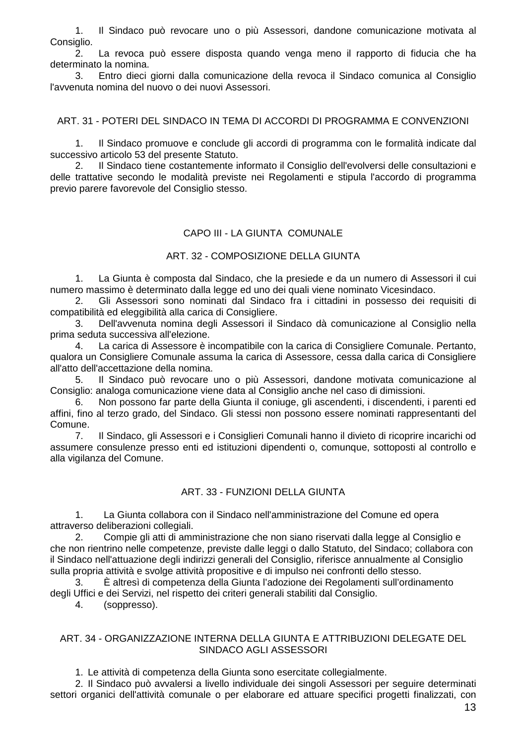1. Il Sindaco può revocare uno o più Assessori, dandone comunicazione motivata al Consiglio.
2. La revoca può essere disposta quando venga meno il rapporto di fiducia che ha determinato la nomina.
3. Entro dieci giorni dalla comunicazione della revoca il Sindaco comunica al Consiglio l'avvenuta nomina del nuovo o dei nuovi Assessori.

### ART. 31 - POTERI DEL SINDACO IN TEMA DI ACCORDI DI PROGRAMMA E CONVENZIONI

1. Il Sindaco promuove e conclude gli accordi di programma con le formalità indicate dal successivo articolo 53 del presente Statuto.
2. Il Sindaco tiene costantemente informato il Consiglio dell'evolversi delle consultazioni e delle trattative secondo le modalità previste nei Regolamenti e stipula l'accordo di programma previo parere favorevole del Consiglio stesso.

## CAPO III - LA GIUNTA COMUNALE

### ART. 32 - COMPOSIZIONE DELLA GIUNTA

1. La Giunta è composta dal Sindaco, che la presiede e da un numero di Assessori il cui numero massimo è determinato dalla legge ed uno dei quali viene nominato Vicesindaco.
2. Gli Assessori sono nominati dal Sindaco fra i cittadini in possesso dei requisiti di compatibilità ed eleggibilità alla carica di Consigliere.
3. Dell'avvenuta nomina degli Assessori il Sindaco dà comunicazione al Consiglio nella prima seduta successiva all'elezione.
4. La carica di Assessore è incompatibile con la carica di Consigliere Comunale. Pertanto, qualora un Consigliere Comunale assuma la carica di Assessore, cessa dalla carica di Consigliere all'atto dell'accettazione della nomina.
5. Il Sindaco può revocare uno o più Assessori, dandone motivata comunicazione al Consiglio: analoga comunicazione viene data al Consiglio anche nel caso di dimissioni.
6. Non possono far parte della Giunta il coniuge, gli ascendenti, i discendenti, i parenti ed affini, fino al terzo grado, del Sindaco. Gli stessi non possono essere nominati rappresentanti del Comune.
7. Il Sindaco, gli Assessori e i Consiglieri Comunali hanno il divieto di ricoprire incarichi od assumere consulenze presso enti ed istituzioni dipendenti o, comunque, sottoposti al controllo e alla vigilanza del Comune.

### ART. 33 - FUNZIONI DELLA GIUNTA

1. La Giunta collabora con il Sindaco nell'amministrazione del Comune ed opera attraverso deliberazioni collegiali.
2. Compie gli atti di amministrazione che non siano riservati dalla legge al Consiglio e che non rientrino nelle competenze, previste dalle leggi o dallo Statuto, del Sindaco; collabora con il Sindaco nell'attuazione degli indirizzi generali del Consiglio, riferisce annualmente al Consiglio sulla propria attività e svolge attività propositive e di impulso nei confronti dello stesso.
3. È altresì di competenza della Giunta l'adozione dei Regolamenti sull'ordinamento degli Uffici e dei Servizi, nel rispetto dei criteri generali stabiliti dal Consiglio.
4. (soppresso).

### ART. 34 - ORGANIZZAZIONE INTERNA DELLA GIUNTA E ATTRIBUZIONI DELEGATE DEL SINDACO AGLI ASSESSORI

1. Le attività di competenza della Giunta sono esercitate collegialmente.
2. Il Sindaco può avvalersi a livello individuale dei singoli Assessori per seguire determinati settori organici dell'attività comunale o per elaborare ed attuare specifici progetti finalizzati, con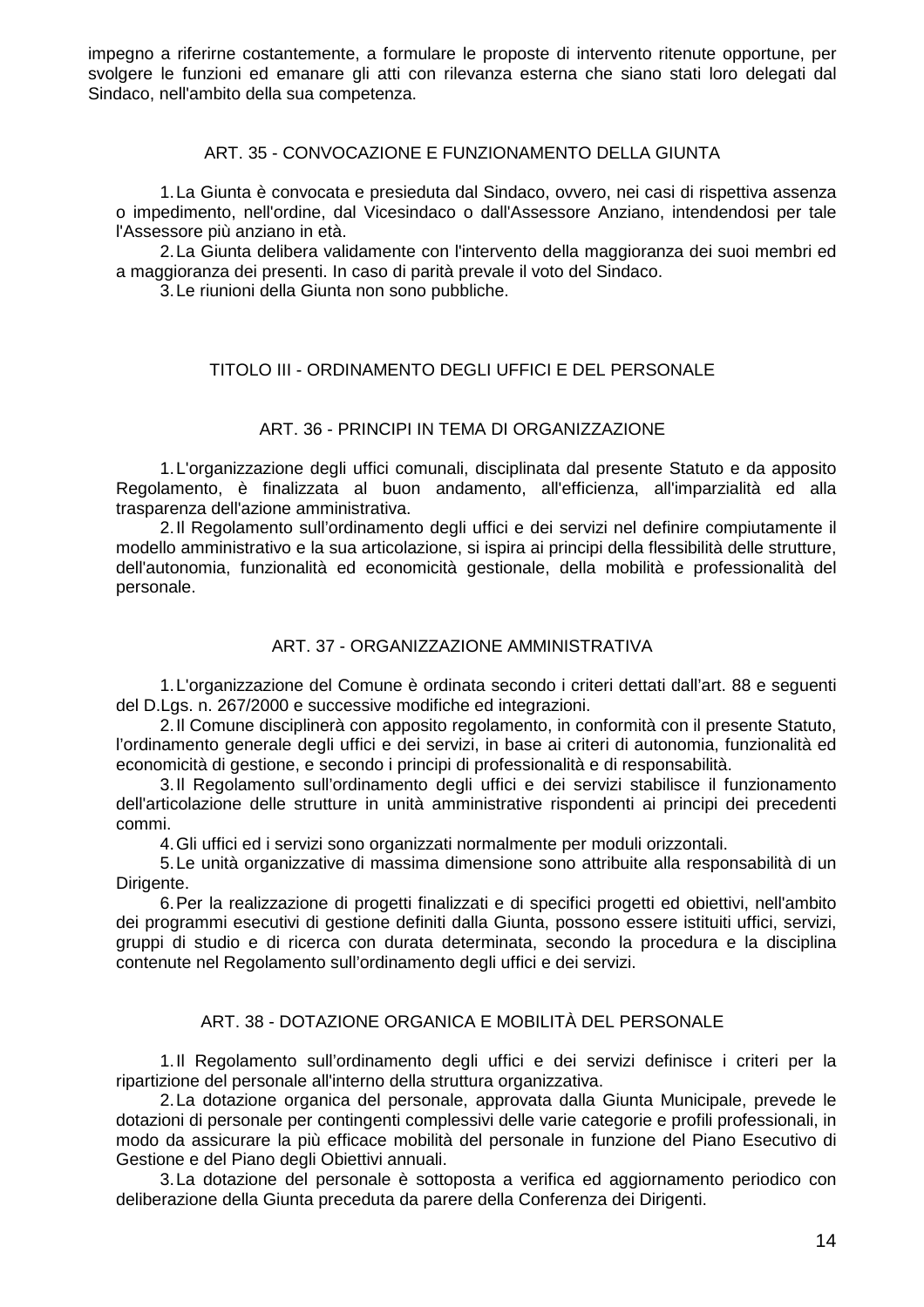impegno a riferirne costantemente, a formulare le proposte di intervento ritenute opportune, per svolgere le funzioni ed emanare gli atti con rilevanza esterna che siano stati loro delegati dal Sindaco, nell'ambito della sua competenza.

### ART. 35 - CONVOCAZIONE E FUNZIONAMENTO DELLA GIUNTA

1. La Giunta è convocata e presieduta dal Sindaco, ovvero, nei casi di rispettiva assenza o impedimento, nell'ordine, dal Vicesindaco o dall'Assessore Anziano, intendendosi per tale l'Assessore più anziano in età.
2. La Giunta delibera validamente con l'intervento della maggioranza dei suoi membri ed a maggioranza dei presenti. In caso di parità prevale il voto del Sindaco.
3. Le riunioni della Giunta non sono pubbliche.

## TITOLO III - ORDINAMENTO DEGLI UFFICI E DEL PERSONALE

### ART. 36 - PRINCIPI IN TEMA DI ORGANIZZAZIONE

1. L'organizzazione degli uffici comunali, disciplinata dal presente Statuto e da apposito Regolamento, è finalizzata al buon andamento, all'efficienza, all'imparzialità ed alla trasparenza dell'azione amministrativa.
2. Il Regolamento sull'ordinamento degli uffici e dei servizi nel definire compiutamente il modello amministrativo e la sua articolazione, si ispira ai principi della flessibilità delle strutture, dell'autonomia, funzionalità ed economicità gestionale, della mobilità e professionalità del personale.

### ART. 37 - ORGANIZZAZIONE AMMINISTRATIVA

1. L'organizzazione del Comune è ordinata secondo i criteri dettati dall'art. 88 e seguenti del D.Lgs. n. 267/2000 e successive modifiche ed integrazioni.
2. Il Comune disciplinerà con apposito regolamento, in conformità con il presente Statuto, l'ordinamento generale degli uffici e dei servizi, in base ai criteri di autonomia, funzionalità ed economicità di gestione, e secondo i principi di professionalità e di responsabilità.
3. Il Regolamento sull'ordinamento degli uffici e dei servizi stabilisce il funzionamento dell'articolazione delle strutture in unità amministrative rispondenti ai principi dei precedenti commi.
4. Gli uffici ed i servizi sono organizzati normalmente per moduli orizzontali.
5. Le unità organizzative di massima dimensione sono attribuite alla responsabilità di un Dirigente.
6. Per la realizzazione di progetti finalizzati e di specifici progetti ed obiettivi, nell'ambito dei programmi esecutivi di gestione definiti dalla Giunta, possono essere istituiti uffici, servizi, gruppi di studio e di ricerca con durata determinata, secondo la procedura e la disciplina contenute nel Regolamento sull'ordinamento degli uffici e dei servizi.

### ART. 38 - DOTAZIONE ORGANICA E MOBILITÀ DEL PERSONALE

1. Il Regolamento sull'ordinamento degli uffici e dei servizi definisce i criteri per la ripartizione del personale all'interno della struttura organizzativa.
2. La dotazione organica del personale, approvata dalla Giunta Municipale, prevede le dotazioni di personale per contingenti complessivi delle varie categorie e profili professionali, in modo da assicurare la più efficace mobilità del personale in funzione del Piano Esecutivo di Gestione e del Piano degli Obiettivi annuali.
3. La dotazione del personale è sottoposta a verifica ed aggiornamento periodico con deliberazione della Giunta preceduta da parere della Conferenza dei Dirigenti.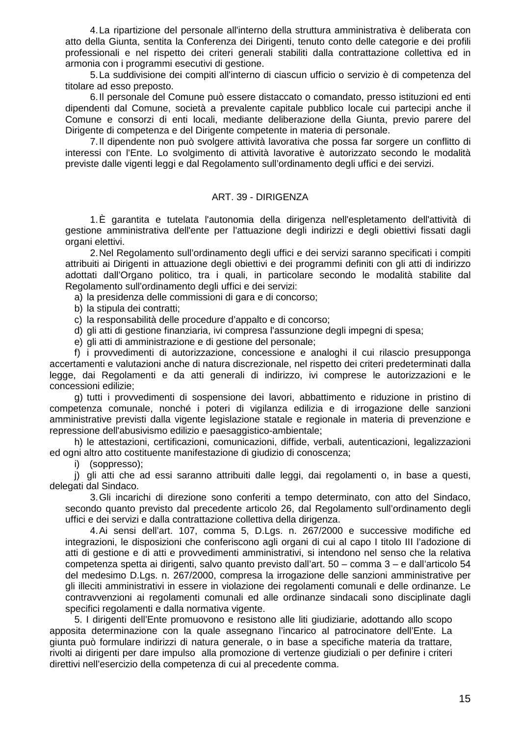4. La ripartizione del personale all'interno della struttura amministrativa è deliberata con atto della Giunta, sentita la Conferenza dei Dirigenti, tenuto conto delle categorie e dei profili professionali e nel rispetto dei criteri generali stabiliti dalla contrattazione collettiva ed in armonia con i programmi esecutivi di gestione.

5. La suddivisione dei compiti all'interno di ciascun ufficio o servizio è di competenza del titolare ad esso preposto.

6. Il personale del Comune può essere distaccato o comandato, presso istituzioni ed enti dipendenti dal Comune, società a prevalente capitale pubblico locale cui partecipi anche il Comune e consorzi di enti locali, mediante deliberazione della Giunta, previo parere del Dirigente di competenza e del Dirigente competente in materia di personale.

7. Il dipendente non può svolgere attività lavorativa che possa far sorgere un conflitto di interessi con l'Ente. Lo svolgimento di attività lavorative è autorizzato secondo le modalità previste dalle vigenti leggi e dal Regolamento sull'ordinamento degli uffici e dei servizi.

## ART. 39 - DIRIGENZA

1. È garantita e tutelata l'autonomia della dirigenza nell'espletamento dell'attività di gestione amministrativa dell'ente per l'attuazione degli indirizzi e degli obiettivi fissati dagli organi elettivi.

2. Nel Regolamento sull'ordinamento degli uffici e dei servizi saranno specificati i compiti attribuiti ai Dirigenti in attuazione degli obiettivi e dei programmi definiti con gli atti di indirizzo adottati dall'Organo politico, tra i quali, in particolare secondo le modalità stabilite dal Regolamento sull'ordinamento degli uffici e dei servizi:

a) la presidenza delle commissioni di gara e di concorso;

b) la stipula dei contratti;

c) la responsabilità delle procedure d'appalto e di concorso;

d) gli atti di gestione finanziaria, ivi compresa l'assunzione degli impegni di spesa;

e) gli atti di amministrazione e di gestione del personale;

f) i provvedimenti di autorizzazione, concessione e analoghi il cui rilascio presupponga accertamenti e valutazioni anche di natura discrezionale, nel rispetto dei criteri predeterminati dalla legge, dai Regolamenti e da atti generali di indirizzo, ivi comprese le autorizzazioni e le concessioni edilizie;

g) tutti i provvedimenti di sospensione dei lavori, abbattimento e riduzione in pristino di competenza comunale, nonché i poteri di vigilanza edilizia e di irrogazione delle sanzioni amministrative previsti dalla vigente legislazione statale e regionale in materia di prevenzione e repressione dell'abusivismo edilizio e paesaggistico-ambientale;

h) le attestazioni, certificazioni, comunicazioni, diffide, verbali, autenticazioni, legalizzazioni ed ogni altro atto costituente manifestazione di giudizio di conoscenza;

i) (soppresso);

j) gli atti che ad essi saranno attribuiti dalle leggi, dai regolamenti o, in base a questi, delegati dal Sindaco.

3. Gli incarichi di direzione sono conferiti a tempo determinato, con atto del Sindaco, secondo quanto previsto dal precedente articolo 26, dal Regolamento sull'ordinamento degli uffici e dei servizi e dalla contrattazione collettiva della dirigenza.

4. Ai sensi dell'art. 107, comma 5, D.Lgs. n. 267/2000 e successive modifiche ed integrazioni, le disposizioni che conferiscono agli organi di cui al capo I titolo III l'adozione di atti di gestione e di atti e provvedimenti amministrativi, si intendono nel senso che la relativa competenza spetta ai dirigenti, salvo quanto previsto dall'art. 50 – comma 3 – e dall'articolo 54 del medesimo D.Lgs. n. 267/2000, compresa la irrogazione delle sanzioni amministrative per gli illeciti amministrativi in essere in violazione dei regolamenti comunali e delle ordinanze. Le contravvenzioni ai regolamenti comunali ed alle ordinanze sindacali sono disciplinate dagli specifici regolamenti e dalla normativa vigente.

5. I dirigenti dell'Ente promuovono e resistono alle liti giudiziarie, adottando allo scopo apposita determinazione con la quale assegnano l'incarico al patrocinatore dell'Ente. La giunta può formulare indirizzi di natura generale, o in base a specifiche materia da trattare, rivolti ai dirigenti per dare impulso alla promozione di vertenze giudiziali o per definire i criteri direttivi nell'esercizio della competenza di cui al precedente comma.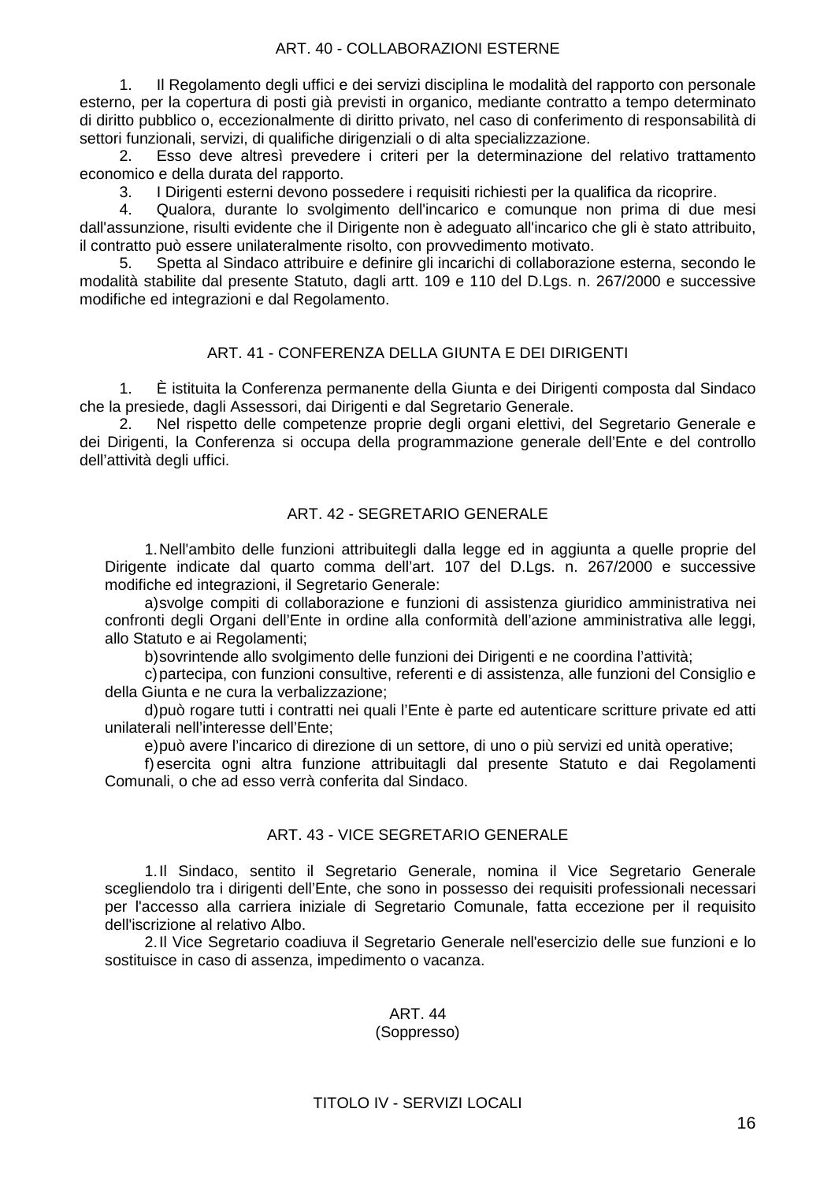## ART. 40 - COLLABORAZIONI ESTERNE

1. Il Regolamento degli uffici e dei servizi disciplina le modalità del rapporto con personale esterno, per la copertura di posti già previsti in organico, mediante contratto a tempo determinato di diritto pubblico o, eccezionalmente di diritto privato, nel caso di conferimento di responsabilità di settori funzionali, servizi, di qualifiche dirigenziali o di alta specializzazione.
2. Esso deve altresì prevedere i criteri per la determinazione del relativo trattamento economico e della durata del rapporto.
3. I Dirigenti esterni devono possedere i requisiti richiesti per la qualifica da ricoprire.
4. Qualora, durante lo svolgimento dell'incarico e comunque non prima di due mesi dall'assunzione, risulti evidente che il Dirigente non è adeguato all'incarico che gli è stato attribuito, il contratto può essere unilateralmente risolto, con provvedimento motivato.
5. Spetta al Sindaco attribuire e definire gli incarichi di collaborazione esterna, secondo le modalità stabilite dal presente Statuto, dagli artt. 109 e 110 del D.Lgs. n. 267/2000 e successive modifiche ed integrazioni e dal Regolamento.

## ART. 41 - CONFERENZA DELLA GIUNTA E DEI DIRIGENTI

1. È istituita la Conferenza permanente della Giunta e dei Dirigenti composta dal Sindaco che la presiede, dagli Assessori, dai Dirigenti e dal Segretario Generale.
2. Nel rispetto delle competenze proprie degli organi elettivi, del Segretario Generale e dei Dirigenti, la Conferenza si occupa della programmazione generale dell'Ente e del controllo dell'attività degli uffici.

## ART. 42 - SEGRETARIO GENERALE

1. Nell'ambito delle funzioni attribuitegli dalla legge ed in aggiunta a quelle proprie del Dirigente indicate dal quarto comma dell'art. 107 del D.Lgs. n. 267/2000 e successive modifiche ed integrazioni, il Segretario Generale:

   a) svolge compiti di collaborazione e funzioni di assistenza giuridico amministrativa nei confronti degli Organi dell'Ente in ordine alla conformità dell'azione amministrativa alle leggi, allo Statuto e ai Regolamenti;

   b) sovrintende allo svolgimento delle funzioni dei Dirigenti e ne coordina l'attività;

   c) partecipa, con funzioni consultive, referenti e di assistenza, alle funzioni del Consiglio e della Giunta e ne cura la verbalizzazione;

   d) può rogare tutti i contratti nei quali l'Ente è parte ed autenticare scritture private ed atti unilaterali nell'interesse dell'Ente;

   e) può avere l'incarico di direzione di un settore, di uno o più servizi ed unità operative;

   f) esercita ogni altra funzione attribuitagli dal presente Statuto e dai Regolamenti Comunali, o che ad esso verrà conferita dal Sindaco.

## ART. 43 - VICE SEGRETARIO GENERALE

1. Il Sindaco, sentito il Segretario Generale, nomina il Vice Segretario Generale scegliendolo tra i dirigenti dell'Ente, che sono in possesso dei requisiti professionali necessari per l'accesso alla carriera iniziale di Segretario Comunale, fatta eccezione per il requisito dell'iscrizione al relativo Albo.
2. Il Vice Segretario coadiuva il Segretario Generale nell'esercizio delle sue funzioni e lo sostituisce in caso di assenza, impedimento o vacanza.

## ART. 44
(Soppresso)

# TITOLO IV - SERVIZI LOCALI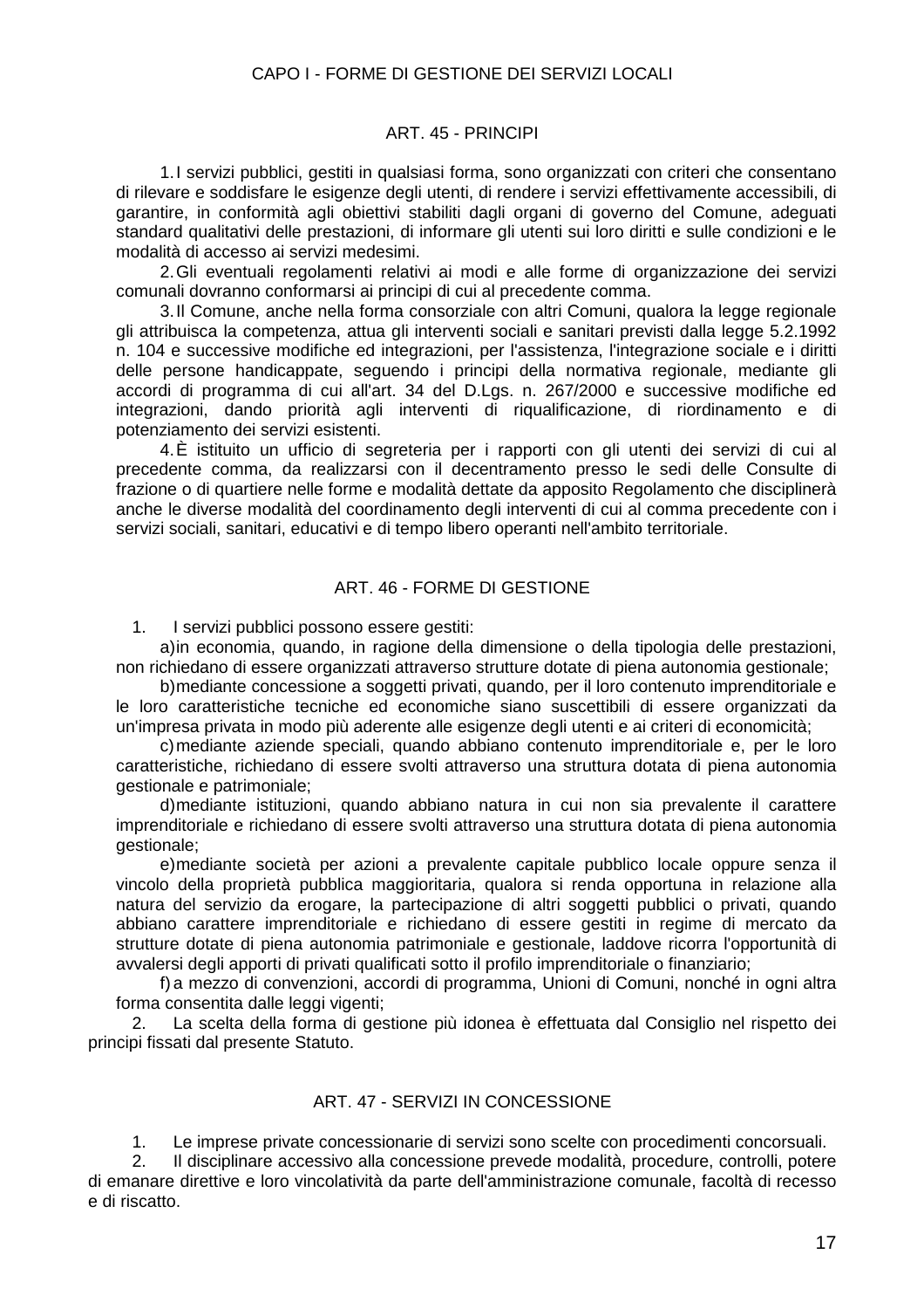## CAPO I - FORME DI GESTIONE DEI SERVIZI LOCALI

### ART. 45 - PRINCIPI

1. I servizi pubblici, gestiti in qualsiasi forma, sono organizzati con criteri che consentano di rilevare e soddisfare le esigenze degli utenti, di rendere i servizi effettivamente accessibili, di garantire, in conformità agli obiettivi stabiliti dagli organi di governo del Comune, adeguati standard qualitativi delle prestazioni, di informare gli utenti sui loro diritti e sulle condizioni e le modalità di accesso ai servizi medesimi.
2. Gli eventuali regolamenti relativi ai modi e alle forme di organizzazione dei servizi comunali dovranno conformarsi ai principi di cui al precedente comma.
3. Il Comune, anche nella forma consorziale con altri Comuni, qualora la legge regionale gli attribuisca la competenza, attua gli interventi sociali e sanitari previsti dalla legge 5.2.1992 n. 104 e successive modifiche ed integrazioni, per l'assistenza, l'integrazione sociale e i diritti delle persone handicappate, seguendo i principi della normativa regionale, mediante gli accordi di programma di cui all'art. 34 del D.Lgs. n. 267/2000 e successive modifiche ed integrazioni, dando priorità agli interventi di riqualificazione, di riordinamento e di potenziamento dei servizi esistenti.
4. È istituito un ufficio di segreteria per i rapporti con gli utenti dei servizi di cui al precedente comma, da realizzarsi con il decentramento presso le sedi delle Consulte di frazione o di quartiere nelle forme e modalità dettate da apposito Regolamento che disciplinerà anche le diverse modalità del coordinamento degli interventi di cui al comma precedente con i servizi sociali, sanitari, educativi e di tempo libero operanti nell'ambito territoriale.

### ART. 46 - FORME DI GESTIONE

1. I servizi pubblici possono essere gestiti:
   a) in economia, quando, in ragione della dimensione o della tipologia delle prestazioni, non richiedano di essere organizzati attraverso strutture dotate di piena autonomia gestionale;
   b) mediante concessione a soggetti privati, quando, per il loro contenuto imprenditoriale e le loro caratteristiche tecniche ed economiche siano suscettibili di essere organizzati da un'impresa privata in modo più aderente alle esigenze degli utenti e ai criteri di economicità;
   c) mediante aziende speciali, quando abbiano contenuto imprenditoriale e, per le loro caratteristiche, richiedano di essere svolti attraverso una struttura dotata di piena autonomia gestionale e patrimoniale;
   d) mediante istituzioni, quando abbiano natura in cui non sia prevalente il carattere imprenditoriale e richiedano di essere svolti attraverso una struttura dotata di piena autonomia gestionale;
   e) mediante società per azioni a prevalente capitale pubblico locale oppure senza il vincolo della proprietà pubblica maggioritaria, qualora si renda opportuna in relazione alla natura del servizio da erogare, la partecipazione di altri soggetti pubblici o privati, quando abbiano carattere imprenditoriale e richiedano di essere gestiti in regime di mercato da strutture dotate di piena autonomia patrimoniale e gestionale, laddove ricorra l'opportunità di avvalersi degli apporti di privati qualificati sotto il profilo imprenditoriale o finanziario;
   f) a mezzo di convenzioni, accordi di programma, Unioni di Comuni, nonché in ogni altra forma consentita dalle leggi vigenti;
2. La scelta della forma di gestione più idonea è effettuata dal Consiglio nel rispetto dei principi fissati dal presente Statuto.

### ART. 47 - SERVIZI IN CONCESSIONE

1. Le imprese private concessionarie di servizi sono scelte con procedimenti concorsuali.
2. Il disciplinare accessivo alla concessione prevede modalità, procedure, controlli, potere di emanare direttive e loro vincolatività da parte dell'amministrazione comunale, facoltà di recesso e di riscatto.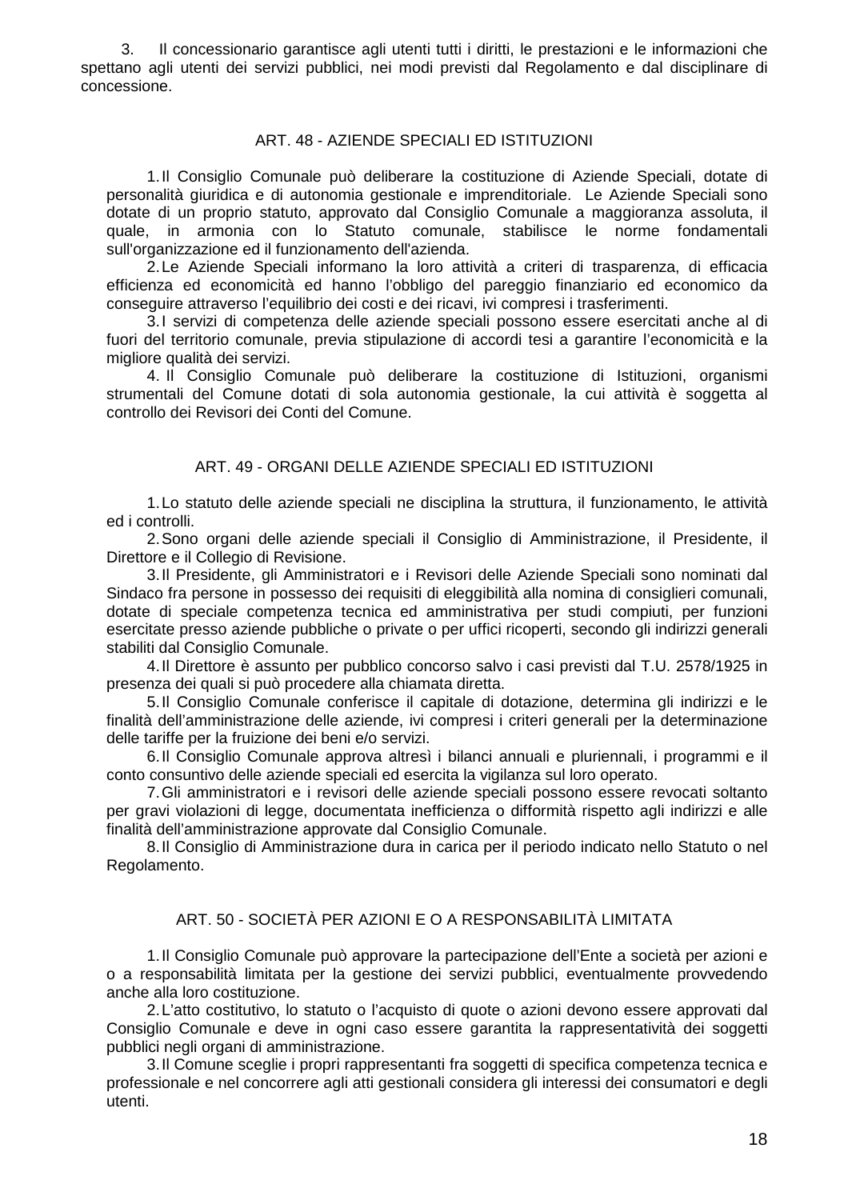3. Il concessionario garantisce agli utenti tutti i diritti, le prestazioni e le informazioni che spettano agli utenti dei servizi pubblici, nei modi previsti dal Regolamento e dal disciplinare di concessione.

## ART. 48 - AZIENDE SPECIALI ED ISTITUZIONI

1. Il Consiglio Comunale può deliberare la costituzione di Aziende Speciali, dotate di personalità giuridica e di autonomia gestionale e imprenditoriale. Le Aziende Speciali sono dotate di un proprio statuto, approvato dal Consiglio Comunale a maggioranza assoluta, il quale, in armonia con lo Statuto comunale, stabilisce le norme fondamentali sull'organizzazione ed il funzionamento dell'azienda.
2. Le Aziende Speciali informano la loro attività a criteri di trasparenza, di efficacia efficienza ed economicità ed hanno l’obbligo del pareggio finanziario ed economico da conseguire attraverso l’equilibrio dei costi e dei ricavi, ivi compresi i trasferimenti.
3. I servizi di competenza delle aziende speciali possono essere esercitati anche al di fuori del territorio comunale, previa stipulazione di accordi tesi a garantire l’economicità e la migliore qualità dei servizi.
4. Il Consiglio Comunale può deliberare la costituzione di Istituzioni, organismi strumentali del Comune dotati di sola autonomia gestionale, la cui attività è soggetta al controllo dei Revisori dei Conti del Comune.

## ART. 49 - ORGANI DELLE AZIENDE SPECIALI ED ISTITUZIONI

1. Lo statuto delle aziende speciali ne disciplina la struttura, il funzionamento, le attività ed i controlli.
2. Sono organi delle aziende speciali il Consiglio di Amministrazione, il Presidente, il Direttore e il Collegio di Revisione.
3. Il Presidente, gli Amministratori e i Revisori delle Aziende Speciali sono nominati dal Sindaco fra persone in possesso dei requisiti di eleggibilità alla nomina di consiglieri comunali, dotate di speciale competenza tecnica ed amministrativa per studi compiuti, per funzioni esercitate presso aziende pubbliche o private o per uffici ricoperti, secondo gli indirizzi generali stabiliti dal Consiglio Comunale.
4. Il Direttore è assunto per pubblico concorso salvo i casi previsti dal T.U. 2578/1925 in presenza dei quali si può procedere alla chiamata diretta.
5. Il Consiglio Comunale conferisce il capitale di dotazione, determina gli indirizzi e le finalità dell’amministrazione delle aziende, ivi compresi i criteri generali per la determinazione delle tariffe per la fruizione dei beni e/o servizi.
6. Il Consiglio Comunale approva altresì i bilanci annuali e pluriennali, i programmi e il conto consuntivo delle aziende speciali ed esercita la vigilanza sul loro operato.
7. Gli amministratori e i revisori delle aziende speciali possono essere revocati soltanto per gravi violazioni di legge, documentata inefficienza o difformità rispetto agli indirizzi e alle finalità dell’amministrazione approvate dal Consiglio Comunale.
8. Il Consiglio di Amministrazione dura in carica per il periodo indicato nello Statuto o nel Regolamento.

## ART. 50 - SOCIETÀ PER AZIONI E O A RESPONSABILITÀ LIMITATA

1. Il Consiglio Comunale può approvare la partecipazione dell’Ente a società per azioni e o a responsabilità limitata per la gestione dei servizi pubblici, eventualmente provvedendo anche alla loro costituzione.
2. L’atto costitutivo, lo statuto o l’acquisto di quote o azioni devono essere approvati dal Consiglio Comunale e deve in ogni caso essere garantita la rappresentatività dei soggetti pubblici negli organi di amministrazione.
3. Il Comune sceglie i propri rappresentanti fra soggetti di specifica competenza tecnica e professionale e nel concorrere agli atti gestionali considera gli interessi dei consumatori e degli utenti.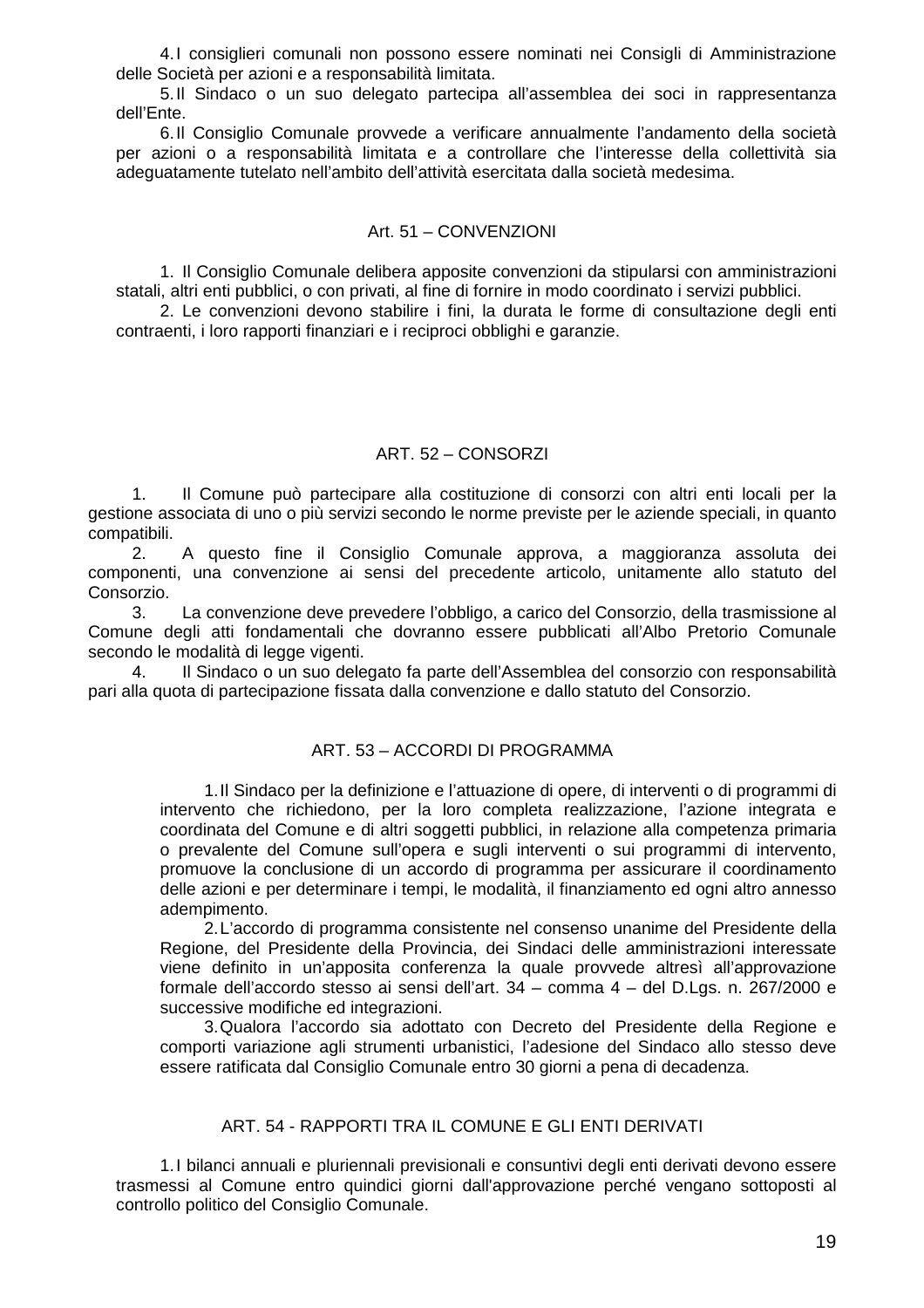4. I consiglieri comunali non possono essere nominati nei Consigli di Amministrazione delle Società per azioni e a responsabilità limitata.

5. Il Sindaco o un suo delegato partecipa all'assemblea dei soci in rappresentanza dell'Ente.

6. Il Consiglio Comunale provvede a verificare annualmente l'andamento della società per azioni o a responsabilità limitata e a controllare che l'interesse della collettività sia adeguatamente tutelato nell'ambito dell'attività esercitata dalla società medesima.

## Art. 51 – CONVENZIONI

1. Il Consiglio Comunale delibera apposite convenzioni da stipularsi con amministrazioni statali, altri enti pubblici, o con privati, al fine di fornire in modo coordinato i servizi pubblici.

2. Le convenzioni devono stabilire i fini, la durata le forme di consultazione degli enti contraenti, i loro rapporti finanziari e i reciproci obblighi e garanzie.

## ART. 52 – CONSORZI

1. Il Comune può partecipare alla costituzione di consorzi con altri enti locali per la gestione associata di uno o più servizi secondo le norme previste per le aziende speciali, in quanto compatibili.

2. A questo fine il Consiglio Comunale approva, a maggioranza assoluta dei componenti, una convenzione ai sensi del precedente articolo, unitamente allo statuto del Consorzio.

3. La convenzione deve prevedere l'obbligo, a carico del Consorzio, della trasmissione al Comune degli atti fondamentali che dovranno essere pubblicati all'Albo Pretorio Comunale secondo le modalità di legge vigenti.

4. Il Sindaco o un suo delegato fa parte dell'Assemblea del consorzio con responsabilità pari alla quota di partecipazione fissata dalla convenzione e dallo statuto del Consorzio.

## ART. 53 – ACCORDI DI PROGRAMMA

1. Il Sindaco per la definizione e l'attuazione di opere, di interventi o di programmi di intervento che richiedono, per la loro completa realizzazione, l'azione integrata e coordinata del Comune e di altri soggetti pubblici, in relazione alla competenza primaria o prevalente del Comune sull'opera e sugli interventi o sui programmi di intervento, promuove la conclusione di un accordo di programma per assicurare il coordinamento delle azioni e per determinare i tempi, le modalità, il finanziamento ed ogni altro annesso adempimento.

2. L'accordo di programma consistente nel consenso unanime del Presidente della Regione, del Presidente della Provincia, dei Sindaci delle amministrazioni interessate viene definito in un'apposita conferenza la quale provvede altresì all'approvazione formale dell'accordo stesso ai sensi dell'art. 34 – comma 4 – del D.Lgs. n. 267/2000 e successive modifiche ed integrazioni.

3. Qualora l'accordo sia adottato con Decreto del Presidente della Regione e comporti variazione agli strumenti urbanistici, l'adesione del Sindaco allo stesso deve essere ratificata dal Consiglio Comunale entro 30 giorni a pena di decadenza.

## ART. 54 - RAPPORTI TRA IL COMUNE E GLI ENTI DERIVATI

1. I bilanci annuali e pluriennali previsionali e consuntivi degli enti derivati devono essere trasmessi al Comune entro quindici giorni dall'approvazione perché vengano sottoposti al controllo politico del Consiglio Comunale.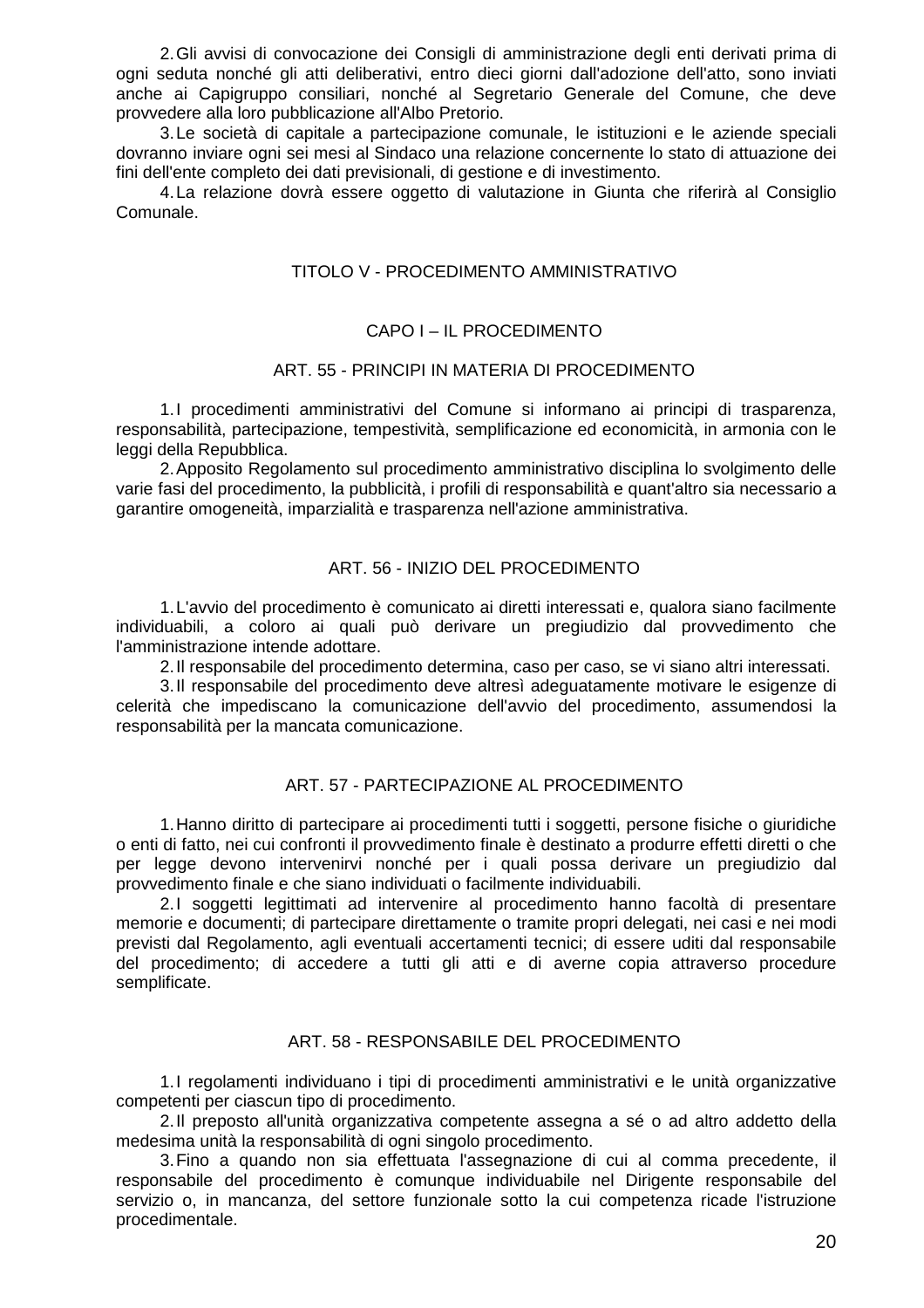2. Gli avvisi di convocazione dei Consigli di amministrazione degli enti derivati prima di ogni seduta nonché gli atti deliberativi, entro dieci giorni dall'adozione dell'atto, sono inviati anche ai Capigruppo consiliari, nonché al Segretario Generale del Comune, che deve provvedere alla loro pubblicazione all'Albo Pretorio.

3. Le società di capitale a partecipazione comunale, le istituzioni e le aziende speciali dovranno inviare ogni sei mesi al Sindaco una relazione concernente lo stato di attuazione dei fini dell'ente completo dei dati previsionali, di gestione e di investimento.

4. La relazione dovrà essere oggetto di valutazione in Giunta che riferirà al Consiglio Comunale.

# TITOLO V - PROCEDIMENTO AMMINISTRATIVO

## CAPO I – IL PROCEDIMENTO

### ART. 55 - PRINCIPI IN MATERIA DI PROCEDIMENTO

1. I procedimenti amministrativi del Comune si informano ai principi di trasparenza, responsabilità, partecipazione, tempestività, semplificazione ed economicità, in armonia con le leggi della Repubblica.

2. Apposito Regolamento sul procedimento amministrativo disciplina lo svolgimento delle varie fasi del procedimento, la pubblicità, i profili di responsabilità e quant'altro sia necessario a garantire omogeneità, imparzialità e trasparenza nell'azione amministrativa.

### ART. 56 - INIZIO DEL PROCEDIMENTO

1. L'avvio del procedimento è comunicato ai diretti interessati e, qualora siano facilmente individuabili, a coloro ai quali può derivare un pregiudizio dal provvedimento che l'amministrazione intende adottare.

2. Il responsabile del procedimento determina, caso per caso, se vi siano altri interessati.

3. Il responsabile del procedimento deve altresì adeguatamente motivare le esigenze di celerità che impediscano la comunicazione dell'avvio del procedimento, assumendosi la responsabilità per la mancata comunicazione.

### ART. 57 - PARTECIPAZIONE AL PROCEDIMENTO

1. Hanno diritto di partecipare ai procedimenti tutti i soggetti, persone fisiche o giuridiche o enti di fatto, nei cui confronti il provvedimento finale è destinato a produrre effetti diretti o che per legge devono intervenirvi nonché per i quali possa derivare un pregiudizio dal provvedimento finale e che siano individuati o facilmente individuabili.

2. I soggetti legittimati ad intervenire al procedimento hanno facoltà di presentare memorie e documenti; di partecipare direttamente o tramite propri delegati, nei casi e nei modi previsti dal Regolamento, agli eventuali accertamenti tecnici; di essere uditi dal responsabile del procedimento; di accedere a tutti gli atti e di averne copia attraverso procedure semplificate.

### ART. 58 - RESPONSABILE DEL PROCEDIMENTO

1. I regolamenti individuano i tipi di procedimenti amministrativi e le unità organizzative competenti per ciascun tipo di procedimento.

2. Il preposto all'unità organizzativa competente assegna a sé o ad altro addetto della medesima unità la responsabilità di ogni singolo procedimento.

3. Fino a quando non sia effettuata l'assegnazione di cui al comma precedente, il responsabile del procedimento è comunque individuabile nel Dirigente responsabile del servizio o, in mancanza, del settore funzionale sotto la cui competenza ricade l'istruzione procedimentale.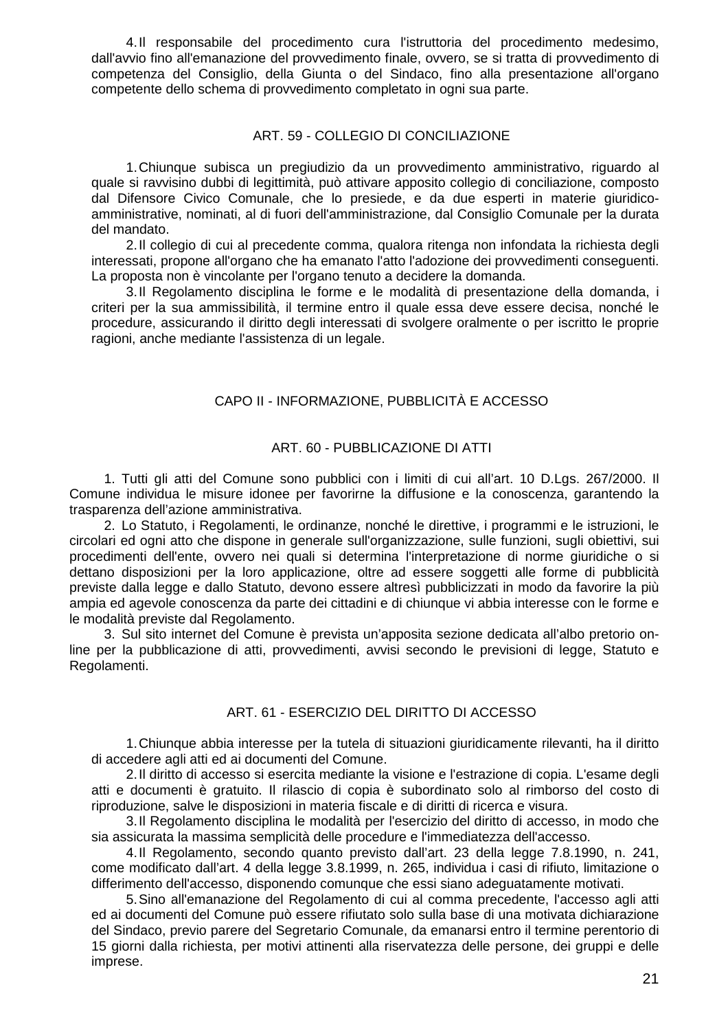4. Il responsabile del procedimento cura l'istruttoria del procedimento medesimo, dall'avvio fino all'emanazione del provvedimento finale, ovvero, se si tratta di provvedimento di competenza del Consiglio, della Giunta o del Sindaco, fino alla presentazione all'organo competente dello schema di provvedimento completato in ogni sua parte.

### ART. 59 - COLLEGIO DI CONCILIAZIONE

1. Chiunque subisca un pregiudizio da un provvedimento amministrativo, riguardo al quale si ravvisino dubbi di legittimità, può attivare apposito collegio di conciliazione, composto dal Difensore Civico Comunale, che lo presiede, e da due esperti in materie giuridico-amministrative, nominati, al di fuori dell'amministrazione, dal Consiglio Comunale per la durata del mandato.

2. Il collegio di cui al precedente comma, qualora ritenga non infondata la richiesta degli interessati, propone all'organo che ha emanato l'atto l'adozione dei provvedimenti conseguenti. La proposta non è vincolante per l'organo tenuto a decidere la domanda.

3. Il Regolamento disciplina le forme e le modalità di presentazione della domanda, i criteri per la sua ammissibilità, il termine entro il quale essa deve essere decisa, nonché le procedure, assicurando il diritto degli interessati di svolgere oralmente o per iscritto le proprie ragioni, anche mediante l'assistenza di un legale.

## CAPO II - INFORMAZIONE, PUBBLICITÀ E ACCESSO

### ART. 60 - PUBBLICAZIONE DI ATTI

1. Tutti gli atti del Comune sono pubblici con i limiti di cui all’art. 10 D.Lgs. 267/2000. Il Comune individua le misure idonee per favorirne la diffusione e la conoscenza, garantendo la trasparenza dell’azione amministrativa.

2. Lo Statuto, i Regolamenti, le ordinanze, nonché le direttive, i programmi e le istruzioni, le circolari ed ogni atto che dispone in generale sull'organizzazione, sulle funzioni, sugli obiettivi, sui procedimenti dell'ente, ovvero nei quali si determina l'interpretazione di norme giuridiche o si dettano disposizioni per la loro applicazione, oltre ad essere soggetti alle forme di pubblicità previste dalla legge e dallo Statuto, devono essere altresì pubblicizzati in modo da favorire la più ampia ed agevole conoscenza da parte dei cittadini e di chiunque vi abbia interesse con le forme e le modalità previste dal Regolamento.

3. Sul sito internet del Comune è prevista un’apposita sezione dedicata all’albo pretorio on-line per la pubblicazione di atti, provvedimenti, avvisi secondo le previsioni di legge, Statuto e Regolamenti.

### ART. 61 - ESERCIZIO DEL DIRITTO DI ACCESSO

1. Chiunque abbia interesse per la tutela di situazioni giuridicamente rilevanti, ha il diritto di accedere agli atti ed ai documenti del Comune.

2. Il diritto di accesso si esercita mediante la visione e l'estrazione di copia. L'esame degli atti e documenti è gratuito. Il rilascio di copia è subordinato solo al rimborso del costo di riproduzione, salve le disposizioni in materia fiscale e di diritti di ricerca e visura.

3. Il Regolamento disciplina le modalità per l'esercizio del diritto di accesso, in modo che sia assicurata la massima semplicità delle procedure e l'immediatezza dell'accesso.

4. Il Regolamento, secondo quanto previsto dall’art. 23 della legge 7.8.1990, n. 241, come modificato dall’art. 4 della legge 3.8.1999, n. 265, individua i casi di rifiuto, limitazione o differimento dell'accesso, disponendo comunque che essi siano adeguatamente motivati.

5. Sino all'emanazione del Regolamento di cui al comma precedente, l'accesso agli atti ed ai documenti del Comune può essere rifiutato solo sulla base di una motivata dichiarazione del Sindaco, previo parere del Segretario Comunale, da emanarsi entro il termine perentorio di 15 giorni dalla richiesta, per motivi attinenti alla riservatezza delle persone, dei gruppi e delle imprese.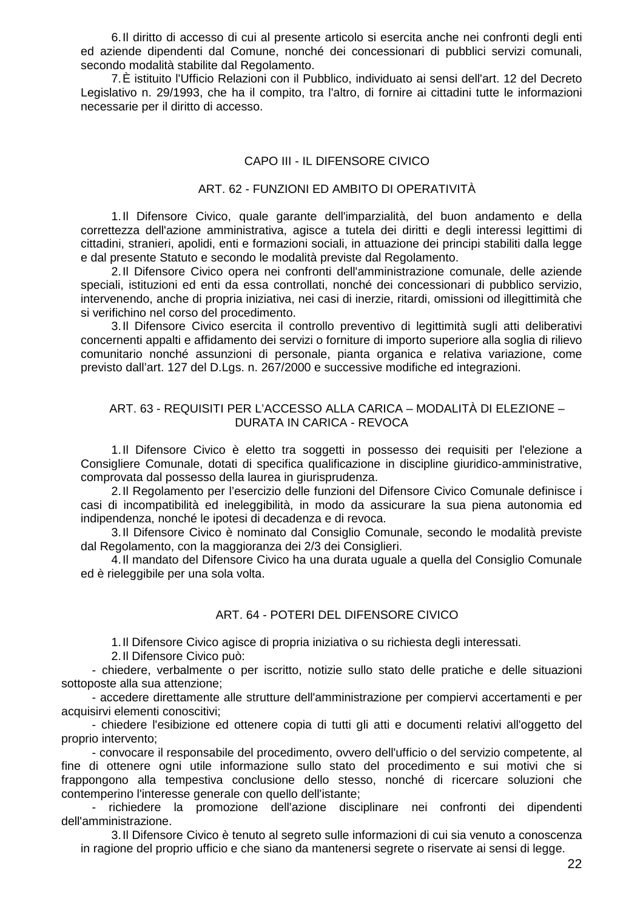6. Il diritto di accesso di cui al presente articolo si esercita anche nei confronti degli enti ed aziende dipendenti dal Comune, nonché dei concessionari di pubblici servizi comunali, secondo modalità stabilite dal Regolamento.

7. È istituito l'Ufficio Relazioni con il Pubblico, individuato ai sensi dell'art. 12 del Decreto Legislativo n. 29/1993, che ha il compito, tra l'altro, di fornire ai cittadini tutte le informazioni necessarie per il diritto di accesso.

## CAPO III - IL DIFENSORE CIVICO

### ART. 62 - FUNZIONI ED AMBITO DI OPERATIVITÀ

1. Il Difensore Civico, quale garante dell'imparzialità, del buon andamento e della correttezza dell'azione amministrativa, agisce a tutela dei diritti e degli interessi legittimi di cittadini, stranieri, apolidi, enti e formazioni sociali, in attuazione dei principi stabiliti dalla legge e dal presente Statuto e secondo le modalità previste dal Regolamento.

2. Il Difensore Civico opera nei confronti dell'amministrazione comunale, delle aziende speciali, istituzioni ed enti da essa controllati, nonché dei concessionari di pubblico servizio, intervenendo, anche di propria iniziativa, nei casi di inerzie, ritardi, omissioni od illegittimità che si verifichino nel corso del procedimento.

3. Il Difensore Civico esercita il controllo preventivo di legittimità sugli atti deliberativi concernenti appalti e affidamento dei servizi o forniture di importo superiore alla soglia di rilievo comunitario nonché assunzioni di personale, pianta organica e relativa variazione, come previsto dall'art. 127 del D.Lgs. n. 267/2000 e successive modifiche ed integrazioni.

### ART. 63 - REQUISITI PER L'ACCESSO ALLA CARICA – MODALITÀ DI ELEZIONE – DURATA IN CARICA - REVOCA

1. Il Difensore Civico è eletto tra soggetti in possesso dei requisiti per l'elezione a Consigliere Comunale, dotati di specifica qualificazione in discipline giuridico-amministrative, comprovata dal possesso della laurea in giurisprudenza.

2. Il Regolamento per l'esercizio delle funzioni del Difensore Civico Comunale definisce i casi di incompatibilità ed ineleggibilità, in modo da assicurare la sua piena autonomia ed indipendenza, nonché le ipotesi di decadenza e di revoca.

3. Il Difensore Civico è nominato dal Consiglio Comunale, secondo le modalità previste dal Regolamento, con la maggioranza dei 2/3 dei Consiglieri.

4. Il mandato del Difensore Civico ha una durata uguale a quella del Consiglio Comunale ed è rieleggibile per una sola volta.

### ART. 64 - POTERI DEL DIFENSORE CIVICO

1. Il Difensore Civico agisce di propria iniziativa o su richiesta degli interessati.

2. Il Difensore Civico può:

- chiedere, verbalmente o per iscritto, notizie sullo stato delle pratiche e delle situazioni sottoposte alla sua attenzione;
- accedere direttamente alle strutture dell'amministrazione per compiervi accertamenti e per acquisirvi elementi conoscitivi;
- chiedere l'esibizione ed ottenere copia di tutti gli atti e documenti relativi all'oggetto del proprio intervento;
- convocare il responsabile del procedimento, ovvero dell'ufficio o del servizio competente, al fine di ottenere ogni utile informazione sullo stato del procedimento e sui motivi che si frappongono alla tempestiva conclusione dello stesso, nonché di ricercare soluzioni che contemperino l'interesse generale con quello dell'istante;
- richiedere la promozione dell'azione disciplinare nei confronti dei dipendenti dell'amministrazione.

3. Il Difensore Civico è tenuto al segreto sulle informazioni di cui sia venuto a conoscenza in ragione del proprio ufficio e che siano da mantenersi segrete o riservate ai sensi di legge.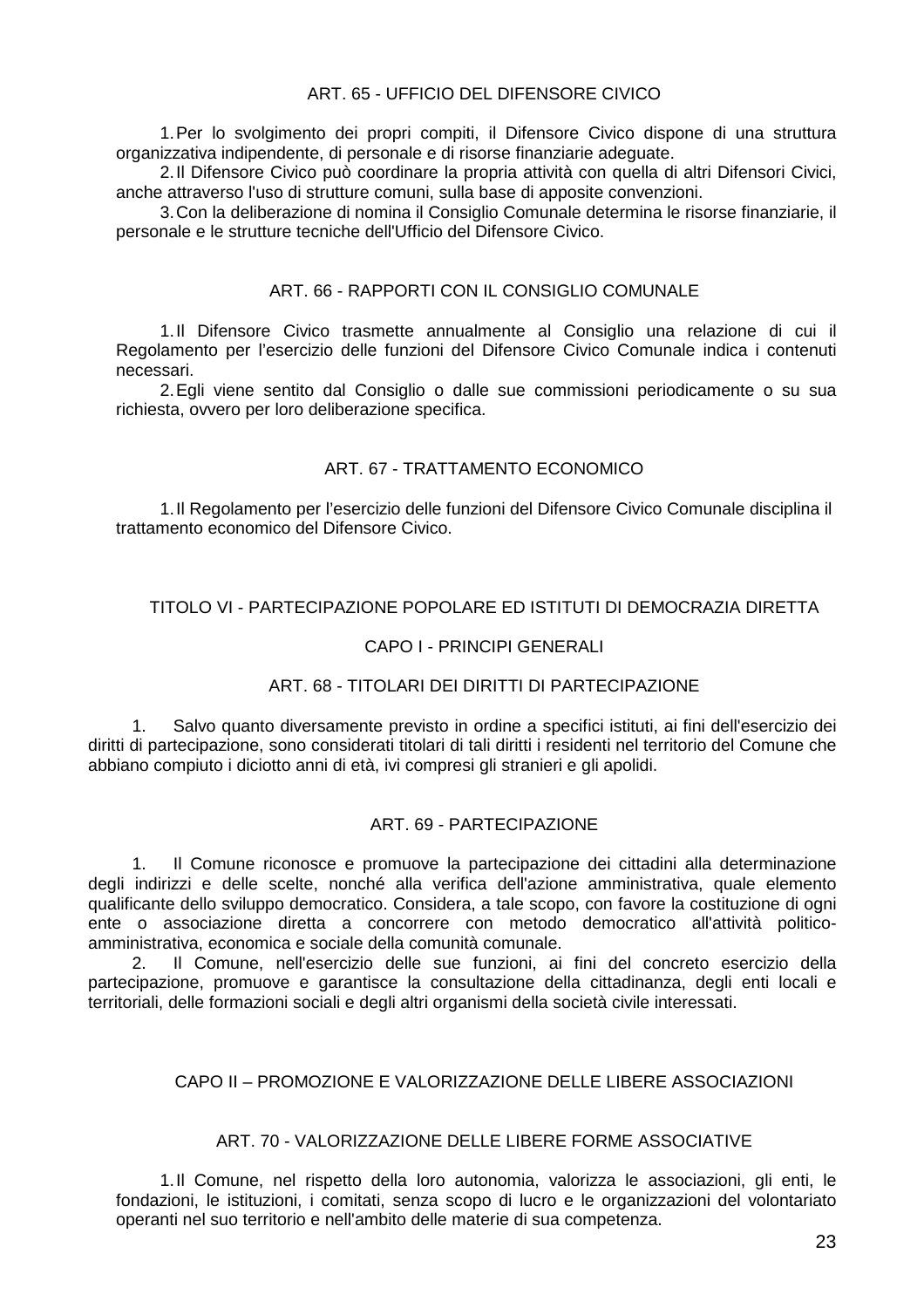### ART. 65 - UFFICIO DEL DIFENSORE CIVICO

1. Per lo svolgimento dei propri compiti, il Difensore Civico dispone di una struttura organizzativa indipendente, di personale e di risorse finanziarie adeguate.
2. Il Difensore Civico può coordinare la propria attività con quella di altri Difensori Civici, anche attraverso l'uso di strutture comuni, sulla base di apposite convenzioni.
3. Con la deliberazione di nomina il Consiglio Comunale determina le risorse finanziarie, il personale e le strutture tecniche dell'Ufficio del Difensore Civico.

### ART. 66 - RAPPORTI CON IL CONSIGLIO COMUNALE

1. Il Difensore Civico trasmette annualmente al Consiglio una relazione di cui il Regolamento per l'esercizio delle funzioni del Difensore Civico Comunale indica i contenuti necessari.
2. Egli viene sentito dal Consiglio o dalle sue commissioni periodicamente o su sua richiesta, ovvero per loro deliberazione specifica.

### ART. 67 - TRATTAMENTO ECONOMICO

1. Il Regolamento per l'esercizio delle funzioni del Difensore Civico Comunale disciplina il trattamento economico del Difensore Civico.

# TITOLO VI - PARTECIPAZIONE POPOLARE ED ISTITUTI DI DEMOCRAZIA DIRETTA

## CAPO I - PRINCIPI GENERALI

### ART. 68 - TITOLARI DEI DIRITTI DI PARTECIPAZIONE

1. Salvo quanto diversamente previsto in ordine a specifici istituti, ai fini dell'esercizio dei diritti di partecipazione, sono considerati titolari di tali diritti i residenti nel territorio del Comune che abbiano compiuto i diciotto anni di età, ivi compresi gli stranieri e gli apolidi.

### ART. 69 - PARTECIPAZIONE

1. Il Comune riconosce e promuove la partecipazione dei cittadini alla determinazione degli indirizzi e delle scelte, nonché alla verifica dell'azione amministrativa, quale elemento qualificante dello sviluppo democratico. Considera, a tale scopo, con favore la costituzione di ogni ente o associazione diretta a concorrere con metodo democratico all'attività politico-amministrativa, economica e sociale della comunità comunale.
2. Il Comune, nell'esercizio delle sue funzioni, ai fini del concreto esercizio della partecipazione, promuove e garantisce la consultazione della cittadinanza, degli enti locali e territoriali, delle formazioni sociali e degli altri organismi della società civile interessati.

## CAPO II – PROMOZIONE E VALORIZZAZIONE DELLE LIBERE ASSOCIAZIONI

### ART. 70 - VALORIZZAZIONE DELLE LIBERE FORME ASSOCIATIVE

1. Il Comune, nel rispetto della loro autonomia, valorizza le associazioni, gli enti, le fondazioni, le istituzioni, i comitati, senza scopo di lucro e le organizzazioni del volontariato operanti nel suo territorio e nell'ambito delle materie di sua competenza.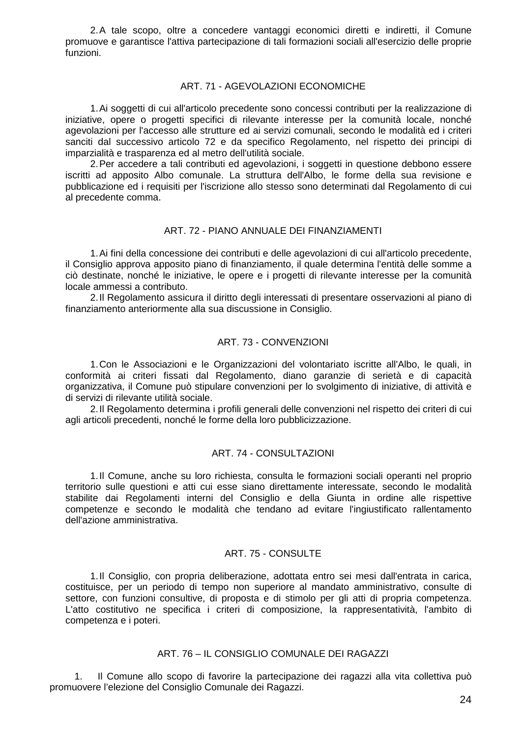2. A tale scopo, oltre a concedere vantaggi economici diretti e indiretti, il Comune promuove e garantisce l'attiva partecipazione di tali formazioni sociali all'esercizio delle proprie funzioni.

## ART. 71 - AGEVOLAZIONI ECONOMICHE

1. Ai soggetti di cui all'articolo precedente sono concessi contributi per la realizzazione di iniziative, opere o progetti specifici di rilevante interesse per la comunità locale, nonché agevolazioni per l'accesso alle strutture ed ai servizi comunali, secondo le modalità ed i criteri sanciti dal successivo articolo 72 e da specifico Regolamento, nel rispetto dei principi di imparzialità e trasparenza ed al metro dell'utilità sociale.
2. Per accedere a tali contributi ed agevolazioni, i soggetti in questione debbono essere iscritti ad apposito Albo comunale. La struttura dell'Albo, le forme della sua revisione e pubblicazione ed i requisiti per l'iscrizione allo stesso sono determinati dal Regolamento di cui al precedente comma.

## ART. 72 - PIANO ANNUALE DEI FINANZIAMENTI

1. Ai fini della concessione dei contributi e delle agevolazioni di cui all'articolo precedente, il Consiglio approva apposito piano di finanziamento, il quale determina l'entità delle somme a ciò destinate, nonché le iniziative, le opere e i progetti di rilevante interesse per la comunità locale ammessi a contributo.
2. Il Regolamento assicura il diritto degli interessati di presentare osservazioni al piano di finanziamento anteriormente alla sua discussione in Consiglio.

## ART. 73 - CONVENZIONI

1. Con le Associazioni e le Organizzazioni del volontariato iscritte all'Albo, le quali, in conformità ai criteri fissati dal Regolamento, diano garanzie di serietà e di capacità organizzativa, il Comune può stipulare convenzioni per lo svolgimento di iniziative, di attività e di servizi di rilevante utilità sociale.
2. Il Regolamento determina i profili generali delle convenzioni nel rispetto dei criteri di cui agli articoli precedenti, nonché le forme della loro pubblicizzazione.

## ART. 74 - CONSULTAZIONI

1. Il Comune, anche su loro richiesta, consulta le formazioni sociali operanti nel proprio territorio sulle questioni e atti cui esse siano direttamente interessate, secondo le modalità stabilite dai Regolamenti interni del Consiglio e della Giunta in ordine alle rispettive competenze e secondo le modalità che tendano ad evitare l'ingiustificato rallentamento dell'azione amministrativa.

## ART. 75 - CONSULTE

1. Il Consiglio, con propria deliberazione, adottata entro sei mesi dall'entrata in carica, costituisce, per un periodo di tempo non superiore al mandato amministrativo, consulte di settore, con funzioni consultive, di proposta e di stimolo per gli atti di propria competenza. L'atto costitutivo ne specifica i criteri di composizione, la rappresentatività, l'ambito di competenza e i poteri.

## ART. 76 – IL CONSIGLIO COMUNALE DEI RAGAZZI

1. Il Comune allo scopo di favorire la partecipazione dei ragazzi alla vita collettiva può promuovere l'elezione del Consiglio Comunale dei Ragazzi.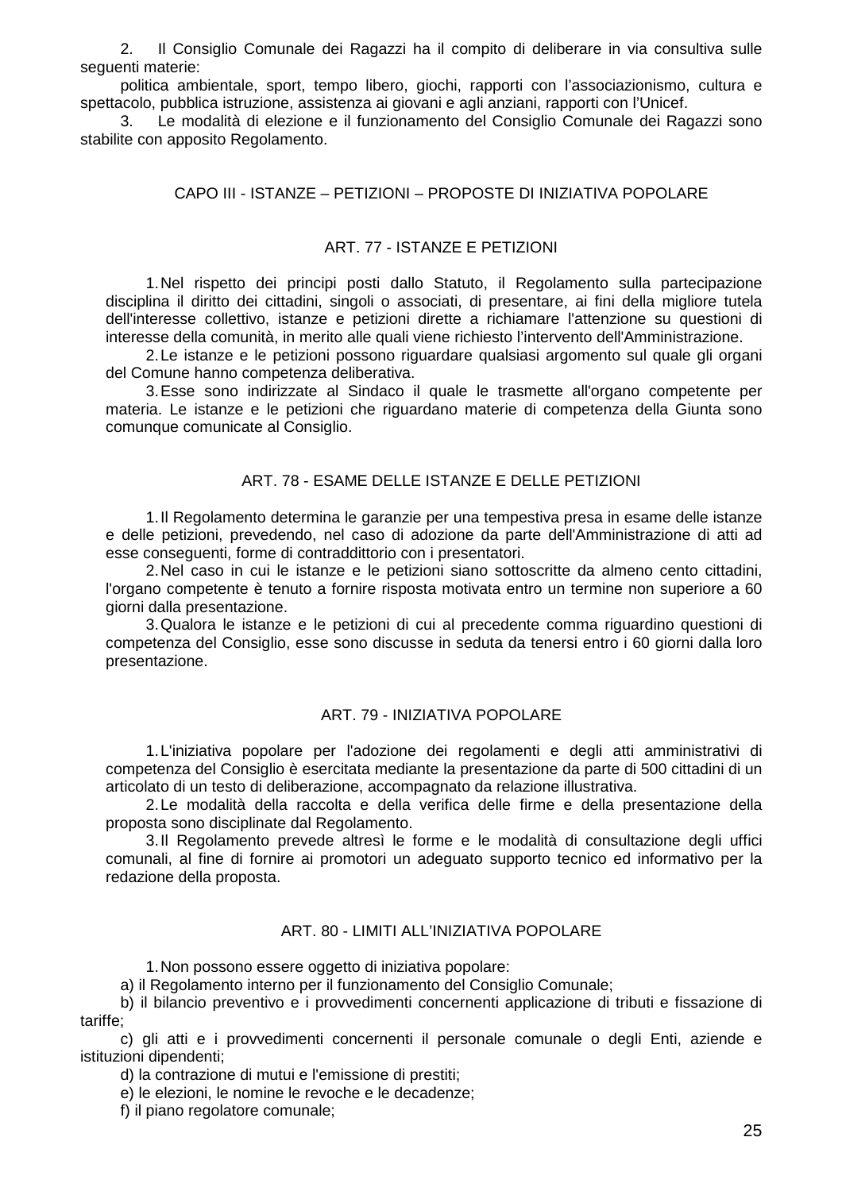2. Il Consiglio Comunale dei Ragazzi ha il compito di deliberare in via consultiva sulle seguenti materie:

politica ambientale, sport, tempo libero, giochi, rapporti con l'associazionismo, cultura e spettacolo, pubblica istruzione, assistenza ai giovani e agli anziani, rapporti con l'Unicef.

3. Le modalità di elezione e il funzionamento del Consiglio Comunale dei Ragazzi sono stabilite con apposito Regolamento.

## CAPO III - ISTANZE – PETIZIONI – PROPOSTE DI INIZIATIVA POPOLARE

### ART. 77 - ISTANZE E PETIZIONI

1. Nel rispetto dei principi posti dallo Statuto, il Regolamento sulla partecipazione disciplina il diritto dei cittadini, singoli o associati, di presentare, ai fini della migliore tutela dell'interesse collettivo, istanze e petizioni dirette a richiamare l'attenzione su questioni di interesse della comunità, in merito alle quali viene richiesto l'intervento dell'Amministrazione.
2. Le istanze e le petizioni possono riguardare qualsiasi argomento sul quale gli organi del Comune hanno competenza deliberativa.
3. Esse sono indirizzate al Sindaco il quale le trasmette all'organo competente per materia. Le istanze e le petizioni che riguardano materie di competenza della Giunta sono comunque comunicate al Consiglio.

### ART. 78 - ESAME DELLE ISTANZE E DELLE PETIZIONI

1. Il Regolamento determina le garanzie per una tempestiva presa in esame delle istanze e delle petizioni, prevedendo, nel caso di adozione da parte dell'Amministrazione di atti ad esse conseguenti, forme di contraddittorio con i presentatori.
2. Nel caso in cui le istanze e le petizioni siano sottoscritte da almeno cento cittadini, l'organo competente è tenuto a fornire risposta motivata entro un termine non superiore a 60 giorni dalla presentazione.
3. Qualora le istanze e le petizioni di cui al precedente comma riguardino questioni di competenza del Consiglio, esse sono discusse in seduta da tenersi entro i 60 giorni dalla loro presentazione.

### ART. 79 - INIZIATIVA POPOLARE

1. L'iniziativa popolare per l'adozione dei regolamenti e degli atti amministrativi di competenza del Consiglio è esercitata mediante la presentazione da parte di 500 cittadini di un articolato di un testo di deliberazione, accompagnato da relazione illustrativa.
2. Le modalità della raccolta e della verifica delle firme e della presentazione della proposta sono disciplinate dal Regolamento.
3. Il Regolamento prevede altresì le forme e le modalità di consultazione degli uffici comunali, al fine di fornire ai promotori un adeguato supporto tecnico ed informativo per la redazione della proposta.

### ART. 80 - LIMITI ALL'INIZIATIVA POPOLARE

1. Non possono essere oggetto di iniziativa popolare:

a) il Regolamento interno per il funzionamento del Consiglio Comunale;

b) il bilancio preventivo e i provvedimenti concernenti applicazione di tributi e fissazione di tariffe;

c) gli atti e i provvedimenti concernenti il personale comunale o degli Enti, aziende e istituzioni dipendenti;

d) la contrazione di mutui e l'emissione di prestiti;

e) le elezioni, le nomine le revoche e le decadenze;

f) il piano regolatore comunale;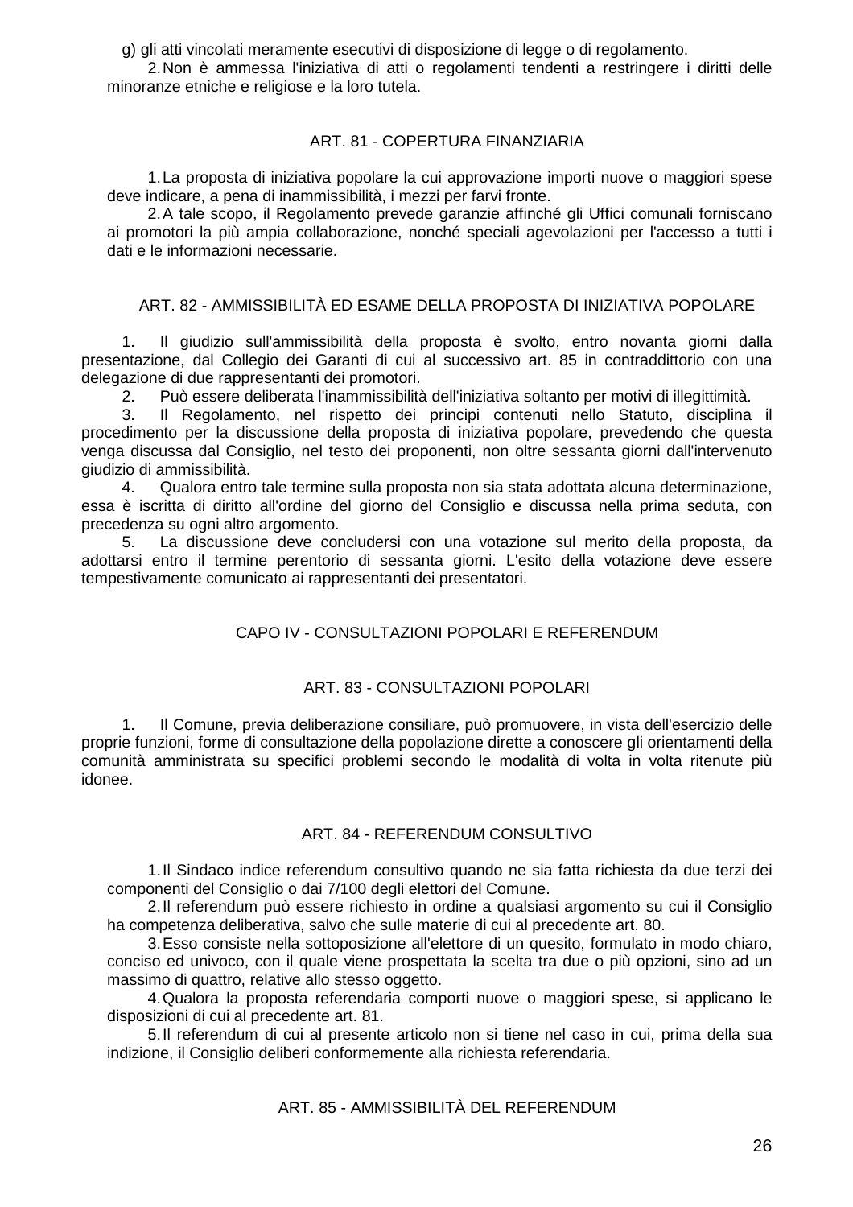g) gli atti vincolati meramente esecutivi di disposizione di legge o di regolamento.

2. Non è ammessa l'iniziativa di atti o regolamenti tendenti a restringere i diritti delle minoranze etniche e religiose e la loro tutela.

### ART. 81 - COPERTURA FINANZIARIA

1. La proposta di iniziativa popolare la cui approvazione importi nuove o maggiori spese deve indicare, a pena di inammissibilità, i mezzi per farvi fronte.
2. A tale scopo, il Regolamento prevede garanzie affinché gli Uffici comunali forniscano ai promotori la più ampia collaborazione, nonché speciali agevolazioni per l'accesso a tutti i dati e le informazioni necessarie.

### ART. 82 - AMMISSIBILITÀ ED ESAME DELLA PROPOSTA DI INIZIATIVA POPOLARE

1. Il giudizio sull'ammissibilità della proposta è svolto, entro novanta giorni dalla presentazione, dal Collegio dei Garanti di cui al successivo art. 85 in contraddittorio con una delegazione di due rappresentanti dei promotori.
2. Può essere deliberata l'inammissibilità dell'iniziativa soltanto per motivi di illegittimità.
3. Il Regolamento, nel rispetto dei principi contenuti nello Statuto, disciplina il procedimento per la discussione della proposta di iniziativa popolare, prevedendo che questa venga discussa dal Consiglio, nel testo dei proponenti, non oltre sessanta giorni dall'intervenuto giudizio di ammissibilità.
4. Qualora entro tale termine sulla proposta non sia stata adottata alcuna determinazione, essa è iscritta di diritto all'ordine del giorno del Consiglio e discussa nella prima seduta, con precedenza su ogni altro argomento.
5. La discussione deve concludersi con una votazione sul merito della proposta, da adottarsi entro il termine perentorio di sessanta giorni. L'esito della votazione deve essere tempestivamente comunicato ai rappresentanti dei presentatori.

## CAPO IV - CONSULTAZIONI POPOLARI E REFERENDUM

### ART. 83 - CONSULTAZIONI POPOLARI

1. Il Comune, previa deliberazione consiliare, può promuovere, in vista dell'esercizio delle proprie funzioni, forme di consultazione della popolazione dirette a conoscere gli orientamenti della comunità amministrata su specifici problemi secondo le modalità di volta in volta ritenute più idonee.

### ART. 84 - REFERENDUM CONSULTIVO

1. Il Sindaco indice referendum consultivo quando ne sia fatta richiesta da due terzi dei componenti del Consiglio o dai 7/100 degli elettori del Comune.
2. Il referendum può essere richiesto in ordine a qualsiasi argomento su cui il Consiglio ha competenza deliberativa, salvo che sulle materie di cui al precedente art. 80.
3. Esso consiste nella sottoposizione all'elettore di un quesito, formulato in modo chiaro, conciso ed univoco, con il quale viene prospettata la scelta tra due o più opzioni, sino ad un massimo di quattro, relative allo stesso oggetto.
4. Qualora la proposta referendaria comporti nuove o maggiori spese, si applicano le disposizioni di cui al precedente art. 81.
5. Il referendum di cui al presente articolo non si tiene nel caso in cui, prima della sua indizione, il Consiglio deliberi conformemente alla richiesta referendaria.

### ART. 85 - AMMISSIBILITÀ DEL REFERENDUM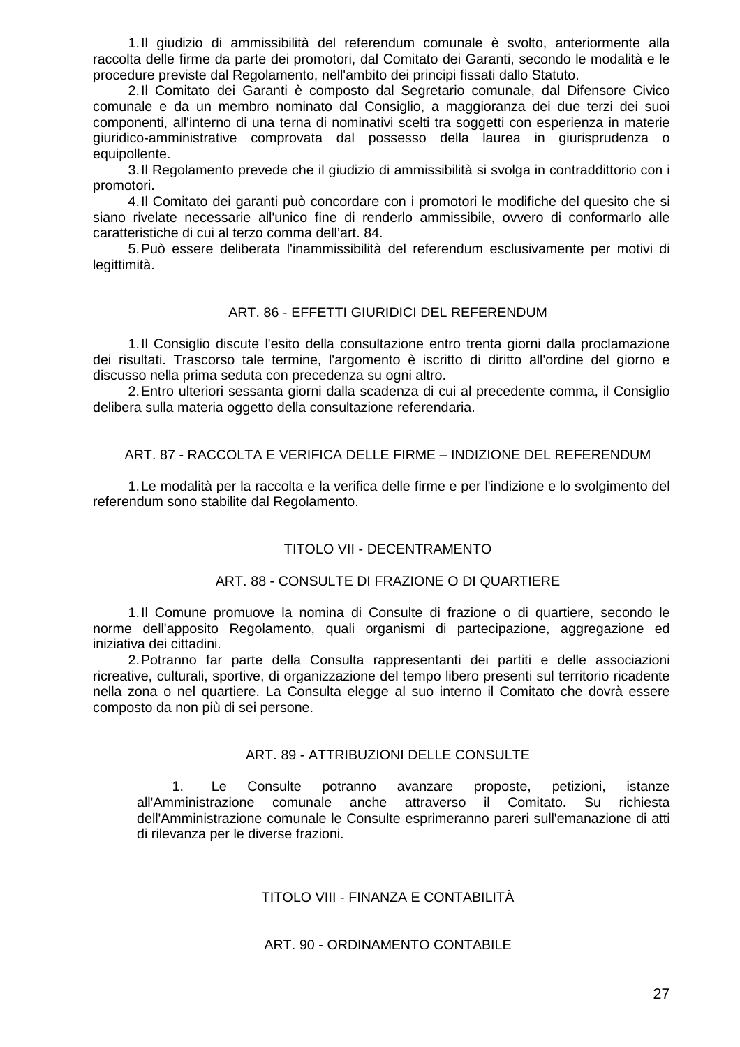1. Il giudizio di ammissibilità del referendum comunale è svolto, anteriormente alla raccolta delle firme da parte dei promotori, dal Comitato dei Garanti, secondo le modalità e le procedure previste dal Regolamento, nell'ambito dei principi fissati dallo Statuto.
2. Il Comitato dei Garanti è composto dal Segretario comunale, dal Difensore Civico comunale e da un membro nominato dal Consiglio, a maggioranza dei due terzi dei suoi componenti, all'interno di una terna di nominativi scelti tra soggetti con esperienza in materie giuridico-amministrative comprovata dal possesso della laurea in giurisprudenza o equipollente.
3. Il Regolamento prevede che il giudizio di ammissibilità si svolga in contraddittorio con i promotori.
4. Il Comitato dei garanti può concordare con i promotori le modifiche del quesito che si siano rivelate necessarie all'unico fine di renderlo ammissibile, ovvero di conformarlo alle caratteristiche di cui al terzo comma dell'art. 84.
5. Può essere deliberata l'inammissibilità del referendum esclusivamente per motivi di legittimità.

### ART. 86 - EFFETTI GIURIDICI DEL REFERENDUM

1. Il Consiglio discute l'esito della consultazione entro trenta giorni dalla proclamazione dei risultati. Trascorso tale termine, l'argomento è iscritto di diritto all'ordine del giorno e discusso nella prima seduta con precedenza su ogni altro.
2. Entro ulteriori sessanta giorni dalla scadenza di cui al precedente comma, il Consiglio delibera sulla materia oggetto della consultazione referendaria.

### ART. 87 - RACCOLTA E VERIFICA DELLE FIRME – INDIZIONE DEL REFERENDUM

1. Le modalità per la raccolta e la verifica delle firme e per l'indizione e lo svolgimento del referendum sono stabilite dal Regolamento.

## TITOLO VII - DECENTRAMENTO

### ART. 88 - CONSULTE DI FRAZIONE O DI QUARTIERE

1. Il Comune promuove la nomina di Consulte di frazione o di quartiere, secondo le norme dell'apposito Regolamento, quali organismi di partecipazione, aggregazione ed iniziativa dei cittadini.
2. Potranno far parte della Consulta rappresentanti dei partiti e delle associazioni ricreative, culturali, sportive, di organizzazione del tempo libero presenti sul territorio ricadente nella zona o nel quartiere. La Consulta elegge al suo interno il Comitato che dovrà essere composto da non più di sei persone.

### ART. 89 - ATTRIBUZIONI DELLE CONSULTE

1. Le Consulte potranno avanzare proposte, petizioni, istanze all'Amministrazione comunale anche attraverso il Comitato. Su richiesta dell'Amministrazione comunale le Consulte esprimeranno pareri sull'emanazione di atti di rilevanza per le diverse frazioni.

## TITOLO VIII - FINANZA E CONTABILITÀ

### ART. 90 - ORDINAMENTO CONTABILE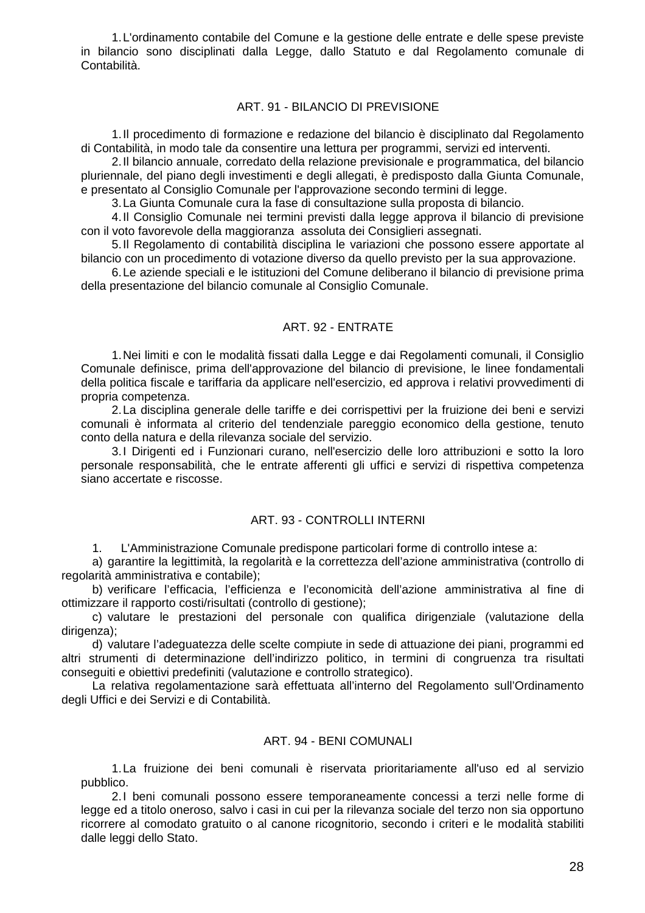1. L'ordinamento contabile del Comune e la gestione delle entrate e delle spese previste in bilancio sono disciplinati dalla Legge, dallo Statuto e dal Regolamento comunale di Contabilità.

## ART. 91 - BILANCIO DI PREVISIONE

1. Il procedimento di formazione e redazione del bilancio è disciplinato dal Regolamento di Contabilità, in modo tale da consentire una lettura per programmi, servizi ed interventi.
2. Il bilancio annuale, corredato della relazione previsionale e programmatica, del bilancio pluriennale, del piano degli investimenti e degli allegati, è predisposto dalla Giunta Comunale, e presentato al Consiglio Comunale per l'approvazione secondo termini di legge.
3. La Giunta Comunale cura la fase di consultazione sulla proposta di bilancio.
4. Il Consiglio Comunale nei termini previsti dalla legge approva il bilancio di previsione con il voto favorevole della maggioranza assoluta dei Consiglieri assegnati.
5. Il Regolamento di contabilità disciplina le variazioni che possono essere apportate al bilancio con un procedimento di votazione diverso da quello previsto per la sua approvazione.
6. Le aziende speciali e le istituzioni del Comune deliberano il bilancio di previsione prima della presentazione del bilancio comunale al Consiglio Comunale.

## ART. 92 - ENTRATE

1. Nei limiti e con le modalità fissati dalla Legge e dai Regolamenti comunali, il Consiglio Comunale definisce, prima dell'approvazione del bilancio di previsione, le linee fondamentali della politica fiscale e tariffaria da applicare nell'esercizio, ed approva i relativi provvedimenti di propria competenza.
2. La disciplina generale delle tariffe e dei corrispettivi per la fruizione dei beni e servizi comunali è informata al criterio del tendenziale pareggio economico della gestione, tenuto conto della natura e della rilevanza sociale del servizio.
3. I Dirigenti ed i Funzionari curano, nell'esercizio delle loro attribuzioni e sotto la loro personale responsabilità, che le entrate afferenti gli uffici e servizi di rispettiva competenza siano accertate e riscosse.

## ART. 93 - CONTROLLI INTERNI

1. L'Amministrazione Comunale predispone particolari forme di controllo intese a:

a) garantire la legittimità, la regolarità e la correttezza dell'azione amministrativa (controllo di regolarità amministrativa e contabile);

b) verificare l'efficacia, l'efficienza e l'economicità dell'azione amministrativa al fine di ottimizzare il rapporto costi/risultati (controllo di gestione);

c) valutare le prestazioni del personale con qualifica dirigenziale (valutazione della dirigenza);

d) valutare l'adeguatezza delle scelte compiute in sede di attuazione dei piani, programmi ed altri strumenti di determinazione dell'indirizzo politico, in termini di congruenza tra risultati conseguiti e obiettivi predefiniti (valutazione e controllo strategico).

La relativa regolamentazione sarà effettuata all'interno del Regolamento sull'Ordinamento degli Uffici e dei Servizi e di Contabilità.

## ART. 94 - BENI COMUNALI

1. La fruizione dei beni comunali è riservata prioritariamente all'uso ed al servizio pubblico.
2. I beni comunali possono essere temporaneamente concessi a terzi nelle forme di legge ed a titolo oneroso, salvo i casi in cui per la rilevanza sociale del terzo non sia opportuno ricorrere al comodato gratuito o al canone ricognitorio, secondo i criteri e le modalità stabiliti dalle leggi dello Stato.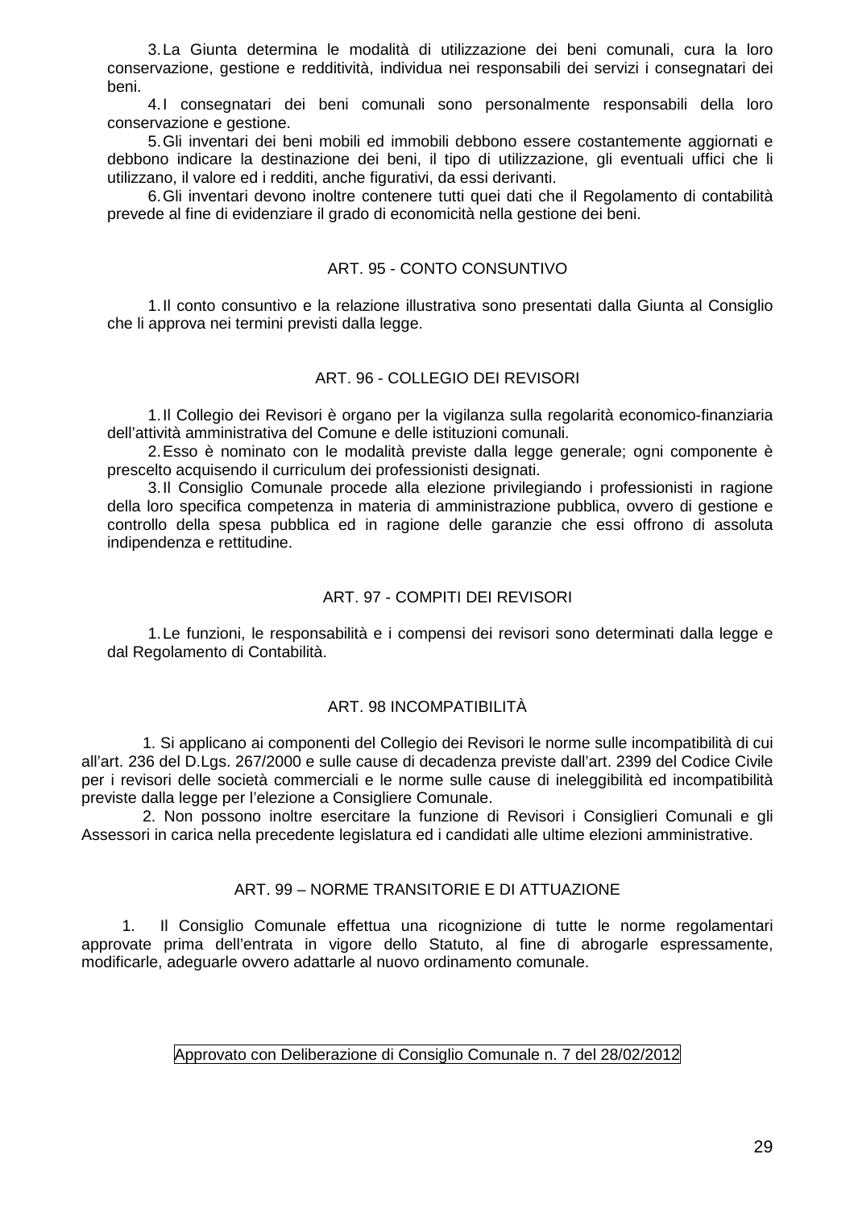3. La Giunta determina le modalità di utilizzazione dei beni comunali, cura la loro conservazione, gestione e redditività, individua nei responsabili dei servizi i consegnatari dei beni.

4. I consegnatari dei beni comunali sono personalmente responsabili della loro conservazione e gestione.

5. Gli inventari dei beni mobili ed immobili debbono essere costantemente aggiornati e debbono indicare la destinazione dei beni, il tipo di utilizzazione, gli eventuali uffici che li utilizzano, il valore ed i redditi, anche figurativi, da essi derivanti.

6. Gli inventari devono inoltre contenere tutti quei dati che il Regolamento di contabilità prevede al fine di evidenziare il grado di economicità nella gestione dei beni.

## ART. 95 - CONTO CONSUNTIVO

1. Il conto consuntivo e la relazione illustrativa sono presentati dalla Giunta al Consiglio che li approva nei termini previsti dalla legge.

## ART. 96 - COLLEGIO DEI REVISORI

1. Il Collegio dei Revisori è organo per la vigilanza sulla regolarità economico-finanziaria dell'attività amministrativa del Comune e delle istituzioni comunali.

2. Esso è nominato con le modalità previste dalla legge generale; ogni componente è prescelto acquisendo il curriculum dei professionisti designati.

3. Il Consiglio Comunale procede alla elezione privilegiando i professionisti in ragione della loro specifica competenza in materia di amministrazione pubblica, ovvero di gestione e controllo della spesa pubblica ed in ragione delle garanzie che essi offrono di assoluta indipendenza e rettitudine.

## ART. 97 - COMPITI DEI REVISORI

1. Le funzioni, le responsabilità e i compensi dei revisori sono determinati dalla legge e dal Regolamento di Contabilità.

## ART. 98 INCOMPATIBILITÀ

1. Si applicano ai componenti del Collegio dei Revisori le norme sulle incompatibilità di cui all'art. 236 del D.Lgs. 267/2000 e sulle cause di decadenza previste dall'art. 2399 del Codice Civile per i revisori delle società commerciali e le norme sulle cause di ineleggibilità ed incompatibilità previste dalla legge per l'elezione a Consigliere Comunale.

2. Non possono inoltre esercitare la funzione di Revisori i Consiglieri Comunali e gli Assessori in carica nella precedente legislatura ed i candidati alle ultime elezioni amministrative.

## ART. 99 – NORME TRANSITORIE E DI ATTUAZIONE

1. Il Consiglio Comunale effettua una ricognizione di tutte le norme regolamentari approvate prima dell'entrata in vigore dello Statuto, al fine di abrogarle espressamente, modificarle, adeguarle ovvero adattarle al nuovo ordinamento comunale.

Approvato con Deliberazione di Consiglio Comunale n. 7 del 28/02/2012